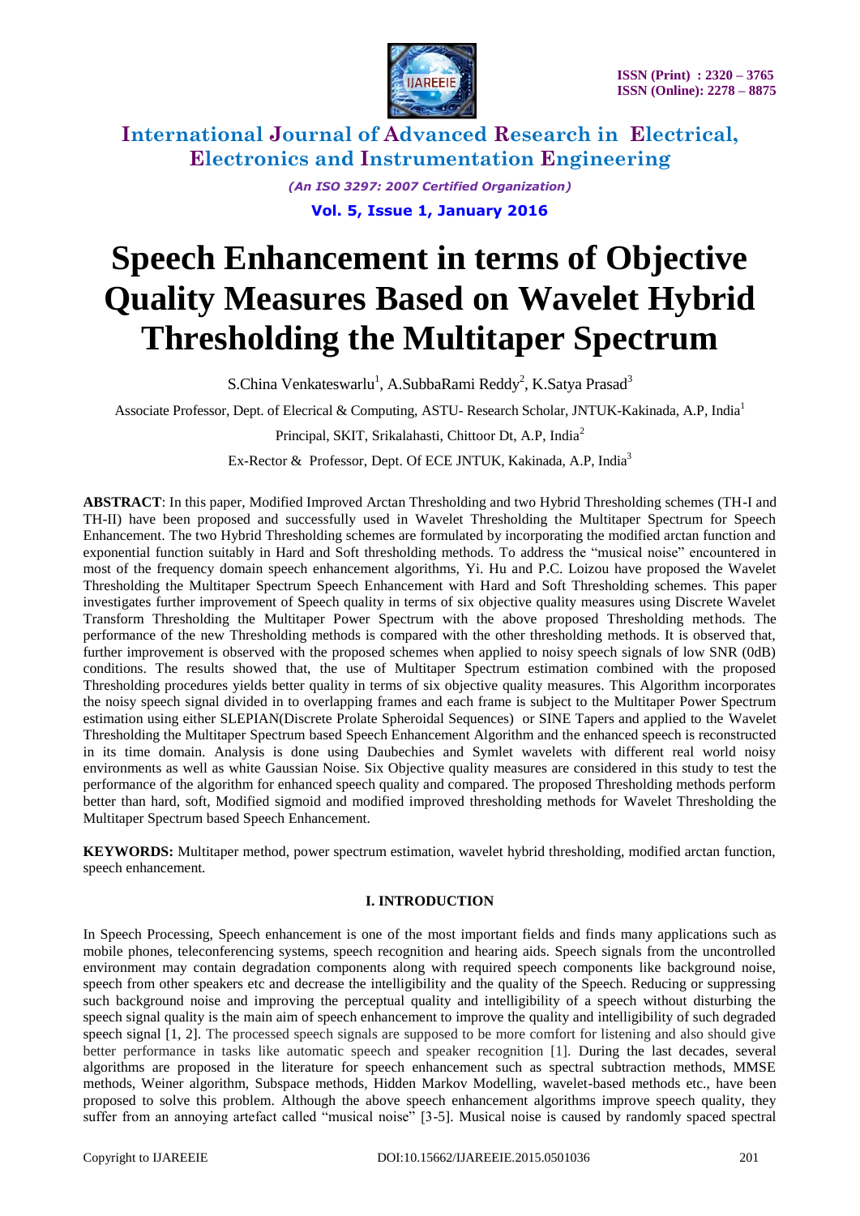# Speech Enhancement in terms of Objective Quality Measures Based on Wavelet Hybrid Thresholding the Multitaper Spectrum

S.China Venkateswarlu[1], A.SubbaRami Reddy[2], K.Satya Prasad[3]

Associate Professor, Dept. of Elecrical & Computing, ASTU- Research Scholar, JNTUK-Kakinada, A.P, India[1]

Principal, SKIT, Srikalahasti, Chittoor Dt, A.P, India[2]

Ex-Rector & Professor, Dept. Of ECE JNTUK, Kakinada, A.P, India[3]

**ABSTRACT**: In this paper, Modified Improved Arctan Thresholding and two Hybrid Thresholding schemes (TH-I and TH-II) have been proposed and successfully used in Wavelet Thresholding the Multitaper Spectrum for Speech Enhancement. The two Hybrid Thresholding schemes are formulated by incorporating the modified arctan function and exponential function suitably in Hard and Soft thresholding methods. To address the "musical noise" encountered in most of the frequency domain speech enhancement algorithms, Yi. Hu and P.C. Loizou have proposed the Wavelet Thresholding the Multitaper Spectrum Speech Enhancement with Hard and Soft Thresholding schemes. This paper investigates further improvement of Speech quality in terms of six objective quality measures using Discrete Wavelet Transform Thresholding the Multitaper Power Spectrum with the above proposed Thresholding methods. The performance of the new Thresholding methods is compared with the other thresholding methods. It is observed that, further improvement is observed with the proposed schemes when applied to noisy speech signals of low SNR (0dB) conditions. The results showed that, the use of Multitaper Spectrum estimation combined with the proposed Thresholding procedures yields better quality in terms of six objective quality measures. This Algorithm incorporates the noisy speech signal divided in to overlapping frames and each frame is subject to the Multitaper Power Spectrum estimation using either SLEPIAN(Discrete Prolate Spheroidal Sequences) or SINE Tapers and applied to the Wavelet Thresholding the Multitaper Spectrum based Speech Enhancement Algorithm and the enhanced speech is reconstructed in its time domain. Analysis is done using Daubechies and Symlet wavelets with different real world noisy environments as well as white Gaussian Noise. Six Objective quality measures are considered in this study to test the performance of the algorithm for enhanced speech quality and compared. The proposed Thresholding methods perform better than hard, soft, Modified sigmoid and modified improved thresholding methods for Wavelet Thresholding the Multitaper Spectrum based Speech Enhancement.

**KEYWORDS:** Multitaper method, power spectrum estimation, wavelet hybrid thresholding, modified arctan function, speech enhancement.

## I. INTRODUCTION

In Speech Processing, Speech enhancement is one of the most important fields and finds many applications such as mobile phones, teleconferencing systems, speech recognition and hearing aids. Speech signals from the uncontrolled environment may contain degradation components along with required speech components like background noise, speech from other speakers etc and decrease the intelligibility and the quality of the Speech. Reducing or suppressing such background noise and improving the perceptual quality and intelligibility of a speech without disturbing the speech signal quality is the main aim of speech enhancement to improve the quality and intelligibility of such degraded speech signal [1, 2]. The processed speech signals are supposed to be more comfort for listening and also should give better performance in tasks like automatic speech and speaker recognition [1]. During the last decades, several algorithms are proposed in the literature for speech enhancement such as spectral subtraction methods, MMSE methods, Weiner algorithm, Subspace methods, Hidden Markov Modelling, wavelet-based methods etc., have been proposed to solve this problem. Although the above speech enhancement algorithms improve speech quality, they suffer from an annoying artefact called "musical noise" [3-5]. Musical noise is caused by randomly spaced spectral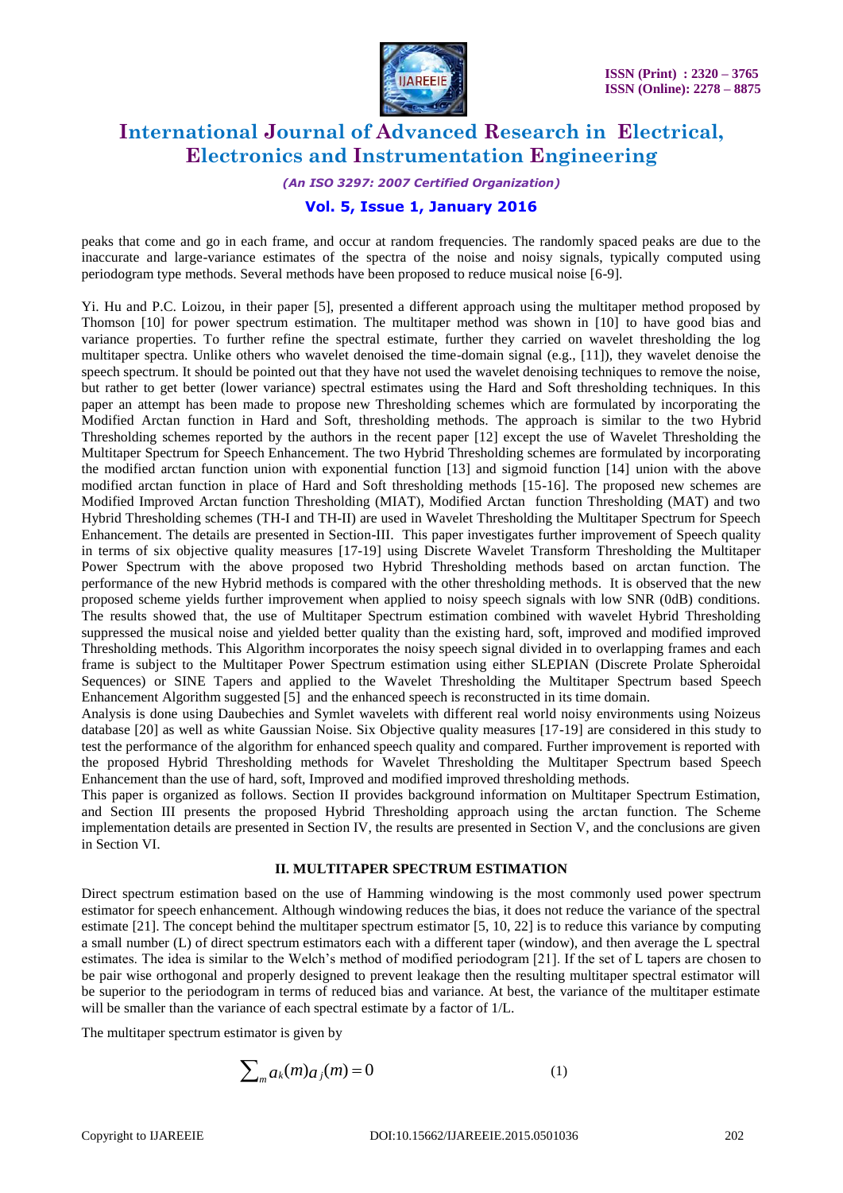peaks that come and go in each frame, and occur at random frequencies. The randomly spaced peaks are due to the inaccurate and large-variance estimates of the spectra of the noise and noisy signals, typically computed using periodogram type methods. Several methods have been proposed to reduce musical noise [6-9].

Yi. Hu and P.C. Loizou, in their paper [5], presented a different approach using the multitaper method proposed by Thomson [10] for power spectrum estimation. The multitaper method was shown in [10] to have good bias and variance properties. To further refine the spectral estimate, further they carried on wavelet thresholding the log multitaper spectra. Unlike others who wavelet denoised the time-domain signal (e.g., [11]), they wavelet denoise the speech spectrum. It should be pointed out that they have not used the wavelet denoising techniques to remove the noise, but rather to get better (lower variance) spectral estimates using the Hard and Soft thresholding techniques. In this paper an attempt has been made to propose new Thresholding schemes which are formulated by incorporating the Modified Arctan function in Hard and Soft, thresholding methods. The approach is similar to the two Hybrid Thresholding schemes reported by the authors in the recent paper [12] except the use of Wavelet Thresholding the Multitaper Spectrum for Speech Enhancement. The two Hybrid Thresholding schemes are formulated by incorporating the modified arctan function union with exponential function [13] and sigmoid function [14] union with the above modified arctan function in place of Hard and Soft thresholding methods [15-16]. The proposed new schemes are Modified Improved Arctan function Thresholding (MIAT), Modified Arctan function Thresholding (MAT) and two Hybrid Thresholding schemes (TH-I and TH-II) are used in Wavelet Thresholding the Multitaper Spectrum for Speech Enhancement. The details are presented in Section-III. This paper investigates further improvement of Speech quality in terms of six objective quality measures [17-19] using Discrete Wavelet Transform Thresholding the Multitaper Power Spectrum with the above proposed two Hybrid Thresholding methods based on arctan function. The performance of the new Hybrid methods is compared with the other thresholding methods. It is observed that the new proposed scheme yields further improvement when applied to noisy speech signals with low SNR (0dB) conditions. The results showed that, the use of Multitaper Spectrum estimation combined with wavelet Hybrid Thresholding suppressed the musical noise and yielded better quality than the existing hard, soft, improved and modified improved Thresholding methods. This Algorithm incorporates the noisy speech signal divided in to overlapping frames and each frame is subject to the Multitaper Power Spectrum estimation using either SLEPIAN (Discrete Prolate Spheroidal Sequences) or SINE Tapers and applied to the Wavelet Thresholding the Multitaper Spectrum based Speech Enhancement Algorithm suggested [5] and the enhanced speech is reconstructed in its time domain.

Analysis is done using Daubechies and Symlet wavelets with different real world noisy environments using Noizeus database [20] as well as white Gaussian Noise. Six Objective quality measures [17-19] are considered in this study to test the performance of the algorithm for enhanced speech quality and compared. Further improvement is reported with the proposed Hybrid Thresholding methods for Wavelet Thresholding the Multitaper Spectrum based Speech Enhancement than the use of hard, soft, Improved and modified improved thresholding methods.

This paper is organized as follows. Section II provides background information on Multitaper Spectrum Estimation, and Section III presents the proposed Hybrid Thresholding approach using the arctan function. The Scheme implementation details are presented in Section IV, the results are presented in Section V, and the conclusions are given in Section VI.

## II. MULTITAPER SPECTRUM ESTIMATION

Direct spectrum estimation based on the use of Hamming windowing is the most commonly used power spectrum estimator for speech enhancement. Although windowing reduces the bias, it does not reduce the variance of the spectral estimate [21]. The concept behind the multitaper spectrum estimator [5, 10, 22] is to reduce this variance by computing a small number (L) of direct spectrum estimators each with a different taper (window), and then average the L spectral estimates. The idea is similar to the Welch's method of modified periodogram [21]. If the set of L tapers are chosen to be pair wise orthogonal and properly designed to prevent leakage then the resulting multitaper spectral estimator will be superior to the periodogram in terms of reduced bias and variance. At best, the variance of the multitaper estimate will be smaller than the variance of each spectral estimate by a factor of 1/L.

The multitaper spectrum estimator is given by

$$\sum_{m} a_k(m) a_j(m) = 0 \qquad (1)$$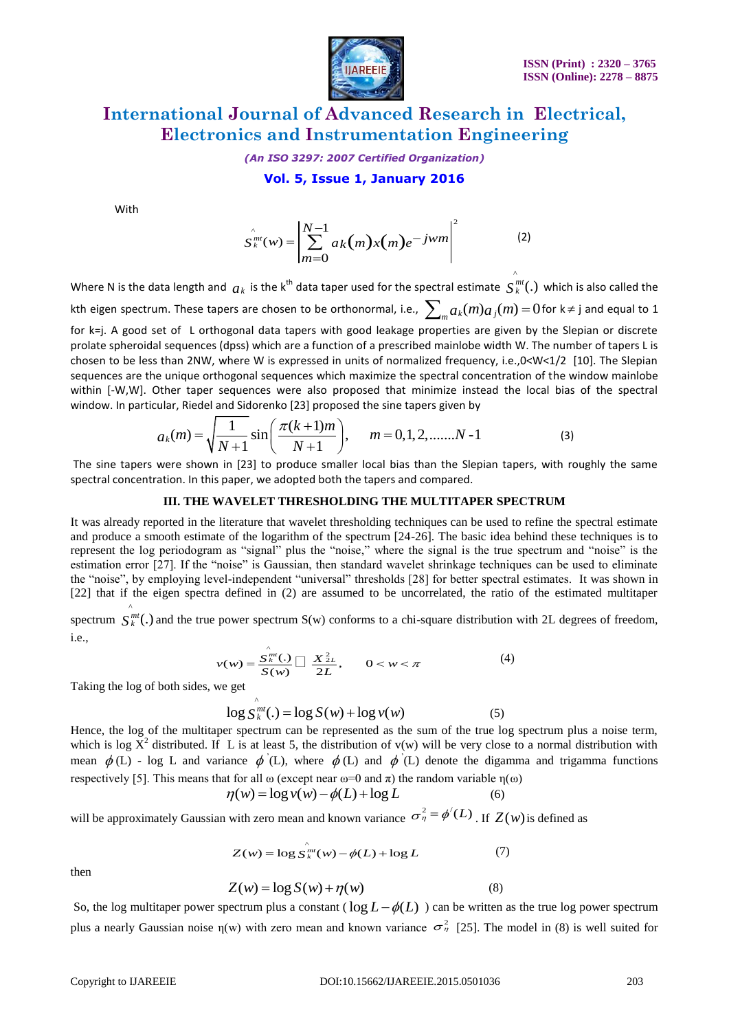With

$$\hat{S}_k^{mt}(w) = \left| \sum_{m=0}^{N-1} a_k(m) x(m) e^{-jwm} \right|^2 \qquad (2)$$

Where N is the data length and $a_k$ is the k[th] data taper used for the spectral estimate $\hat{S}_k^{mt}(.)$ which is also called the kth eigen spectrum. These tapers are chosen to be orthonormal, i.e., $\sum_m a_k(m) a_j(m) = 0$ for k≠j and equal to 1 for k=j. A good set of L orthogonal data tapers with good leakage properties are given by the Slepian or discrete prolate spheroidal sequences (dpss) which are a function of a prescribed mainlobe width W. The number of tapers L is chosen to be less than 2NW, where W is expressed in units of normalized frequency, i.e.,0<W<1/2 [10]. The Slepian sequences are the unique orthogonal sequences which maximize the spectral concentration of the window mainlobe within [-W,W]. Other taper sequences were also proposed that minimize instead the local bias of the spectral window. In particular, Riedel and Sidorenko [23] proposed the sine tapers given by

$$a_k(m) = \sqrt{\frac{1}{N+1}} \sin\left(\frac{\pi(k+1)m}{N+1}\right), \qquad m = 0,1,2,.......N\text{-}1 \qquad (3)$$

The sine tapers were shown in [23] to produce smaller local bias than the Slepian tapers, with roughly the same spectral concentration. In this paper, we adopted both the tapers and compared.

## III. THE WAVELET THRESHOLDING THE MULTITAPER SPECTRUM

It was already reported in the literature that wavelet thresholding techniques can be used to refine the spectral estimate and produce a smooth estimate of the logarithm of the spectrum [24-26]. The basic idea behind these techniques is to represent the log periodogram as "signal" plus the "noise," where the signal is the true spectrum and "noise" is the estimation error [27]. If the "noise" is Gaussian, then standard wavelet shrinkage techniques can be used to eliminate the "noise", by employing level-independent "universal" thresholds [28] for better spectral estimates. It was shown in [22] that if the eigen spectra defined in (2) are assumed to be uncorrelated, the ratio of the estimated multitaper spectrum $\hat{S}_k^{mt}(.)$ and the true power spectrum S(w) conforms to a chi-square distribution with 2L degrees of freedom, i.e.,

$$v(w) = \frac{\hat{S}_k^{mt}(.)}{S(w)} \sim \frac{X_{2L}^2}{2L}, \qquad 0 < w < \pi \qquad (4)$$

Taking the log of both sides, we get

$$\log \hat{S}_k^{mt}(.) = \log S(w) + \log v(w) \qquad (5)$$

Hence, the log of the multitaper spectrum can be represented as the sum of the true log spectrum plus a noise term, which is log $X^2$ distributed. If L is at least 5, the distribution of v(w) will be very close to a normal distribution with mean $\phi(L)$ - log L and variance $\phi'(L)$, where $\phi(L)$ and $\phi'(L)$ denote the digamma and trigamma functions respectively [5]. This means that for all ω (except near ω=0 and π) the random variable η(ω)

$$\eta(w) = \log v(w) - \phi(L) + \log L \qquad (6)$$

will be approximately Gaussian with zero mean and known variance $\sigma_\eta^2 = \phi'(L)$. If $Z(w)$ is defined as

$$Z(w) = \log \hat{S}_k^{mt}(w) - \phi(L) + \log L \qquad (7)$$

then

$$Z(w) = \log S(w) + \eta(w) \qquad (8)$$

So, the log multitaper power spectrum plus a constant ( $\log L - \phi(L)$ ) can be written as the true log power spectrum plus a nearly Gaussian noise η(w) with zero mean and known variance $\sigma_\eta^2$ [25]. The model in (8) is well suited for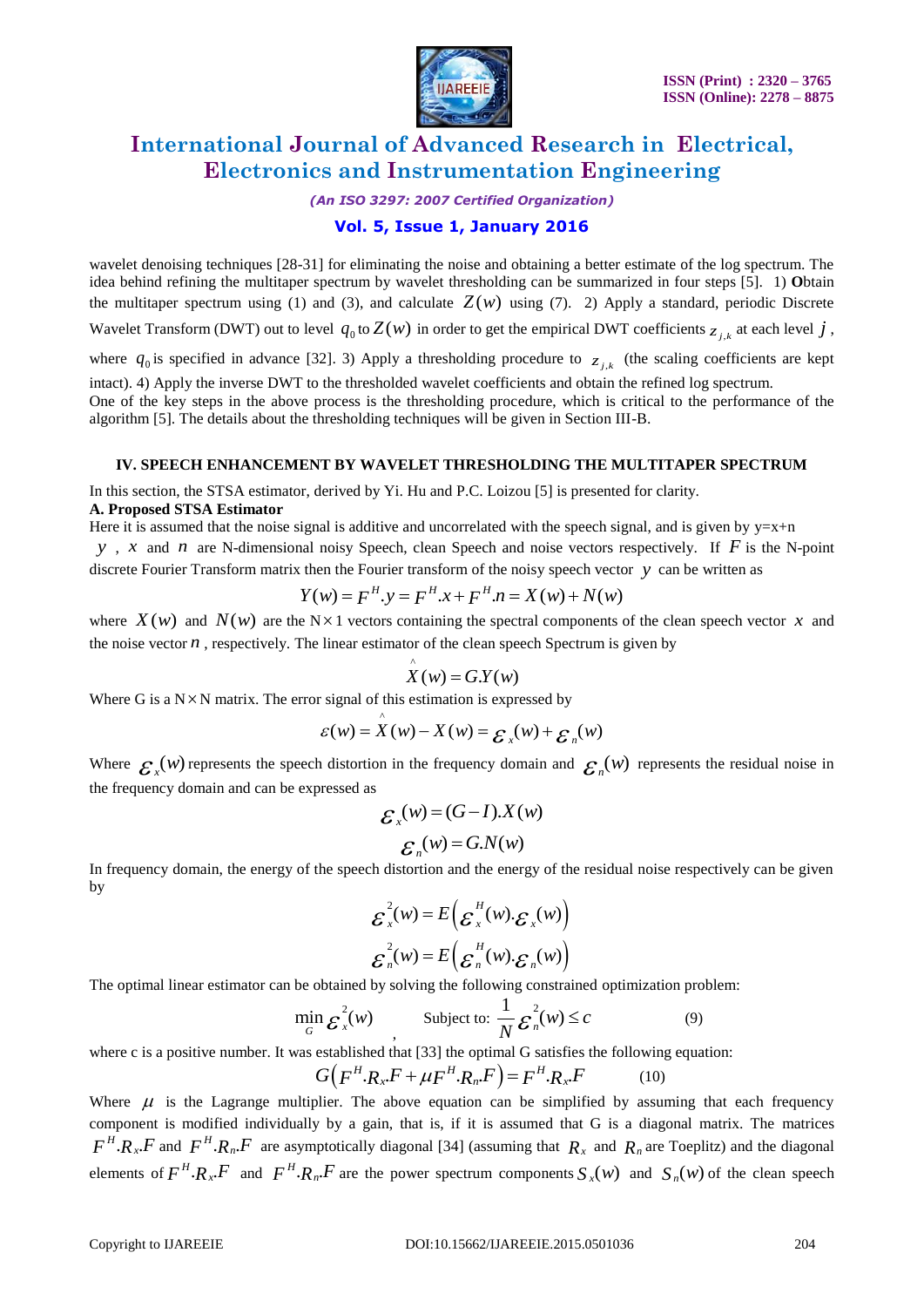wavelet denoising techniques [28-31] for eliminating the noise and obtaining a better estimate of the log spectrum. The idea behind refining the multitaper spectrum by wavelet thresholding can be summarized in four steps [5]. 1) **O**btain the multitaper spectrum using (1) and (3), and calculate $Z(w)$ using (7). 2) Apply a standard, periodic Discrete Wavelet Transform (DWT) out to level $q_0$ to $Z(w)$ in order to get the empirical DWT coefficients $z_{j,k}$ at each level $j$, where $q_0$ is specified in advance [32]. 3) Apply a thresholding procedure to $z_{j,k}$ (the scaling coefficients are kept intact). 4) Apply the inverse DWT to the thresholded wavelet coefficients and obtain the refined log spectrum.
One of the key steps in the above process is the thresholding procedure, which is critical to the performance of the algorithm [5]. The details about the thresholding techniques will be given in Section III-B.

## IV. SPEECH ENHANCEMENT BY WAVELET THRESHOLDING THE MULTITAPER SPECTRUM

In this section, the STSA estimator, derived by Yi. Hu and P.C. Loizou [5] is presented for clarity.

### A. Proposed STSA Estimator

Here it is assumed that the noise signal is additive and uncorrelated with the speech signal, and is given by y=x+n
$y$ , $x$ and $n$ are N-dimensional noisy Speech, clean Speech and noise vectors respectively. If $F$ is the N-point discrete Fourier Transform matrix then the Fourier transform of the noisy speech vector $y$ can be written as

$$Y(w) = F^{H}.y = F^{H}.x + F^{H}.n = X(w) + N(w)$$

where $X(w)$ and $N(w)$ are the $N\times 1$ vectors containing the spectral components of the clean speech vector $x$ and the noise vector $n$ , respectively. The linear estimator of the clean speech Spectrum is given by

$$\hat{X}(w) = G.Y(w)$$

Where G is a $N\times N$ matrix. The error signal of this estimation is expressed by

$$\varepsilon(w) = \hat{X}(w) - X(w) = \varepsilon_{x}(w) + \varepsilon_{n}(w)$$

Where $\varepsilon_x(w)$ represents the speech distortion in the frequency domain and $\varepsilon_n(w)$ represents the residual noise in the frequency domain and can be expressed as

$$\varepsilon_{x}(w) = (G - I).X(w)$$

$$\varepsilon_{n}(w) = G.N(w)$$

In frequency domain, the energy of the speech distortion and the energy of the residual noise respectively can be given by

$$\varepsilon_{x}^{2}(w) = E\left(\varepsilon_{x}^{H}(w).\varepsilon_{x}(w)\right)$$

$$\varepsilon_{n}^{2}(w) = E\left(\varepsilon_{n}^{H}(w).\varepsilon_{n}(w)\right)$$

The optimal linear estimator can be obtained by solving the following constrained optimization problem:

$$\min_{G} \varepsilon_{x}^{2}(w) \qquad \text{Subject to: } \frac{1}{N}\varepsilon_{n}^{2}(w) \le c \qquad (9)$$

where c is a positive number. It was established that [33] the optimal G satisfies the following equation:

$$G\left(F^{H}.R_{x}.F + \mu F^{H}.R_{n}.F\right) = F^{H}.R_{x}.F \qquad (10)$$

Where $\mu$ is the Lagrange multiplier. The above equation can be simplified by assuming that each frequency component is modified individually by a gain, that is, if it is assumed that G is a diagonal matrix. The matrices $F^{H}.R_{x}.F$ and $F^{H}.R_{n}.F$ are asymptotically diagonal [34] (assuming that $R_x$ and $R_n$ are Toeplitz) and the diagonal elements of $F^{H}.R_{x}.F$ and $F^{H}.R_{n}.F$ are the power spectrum components $S_x(w)$ and $S_n(w)$ of the clean speech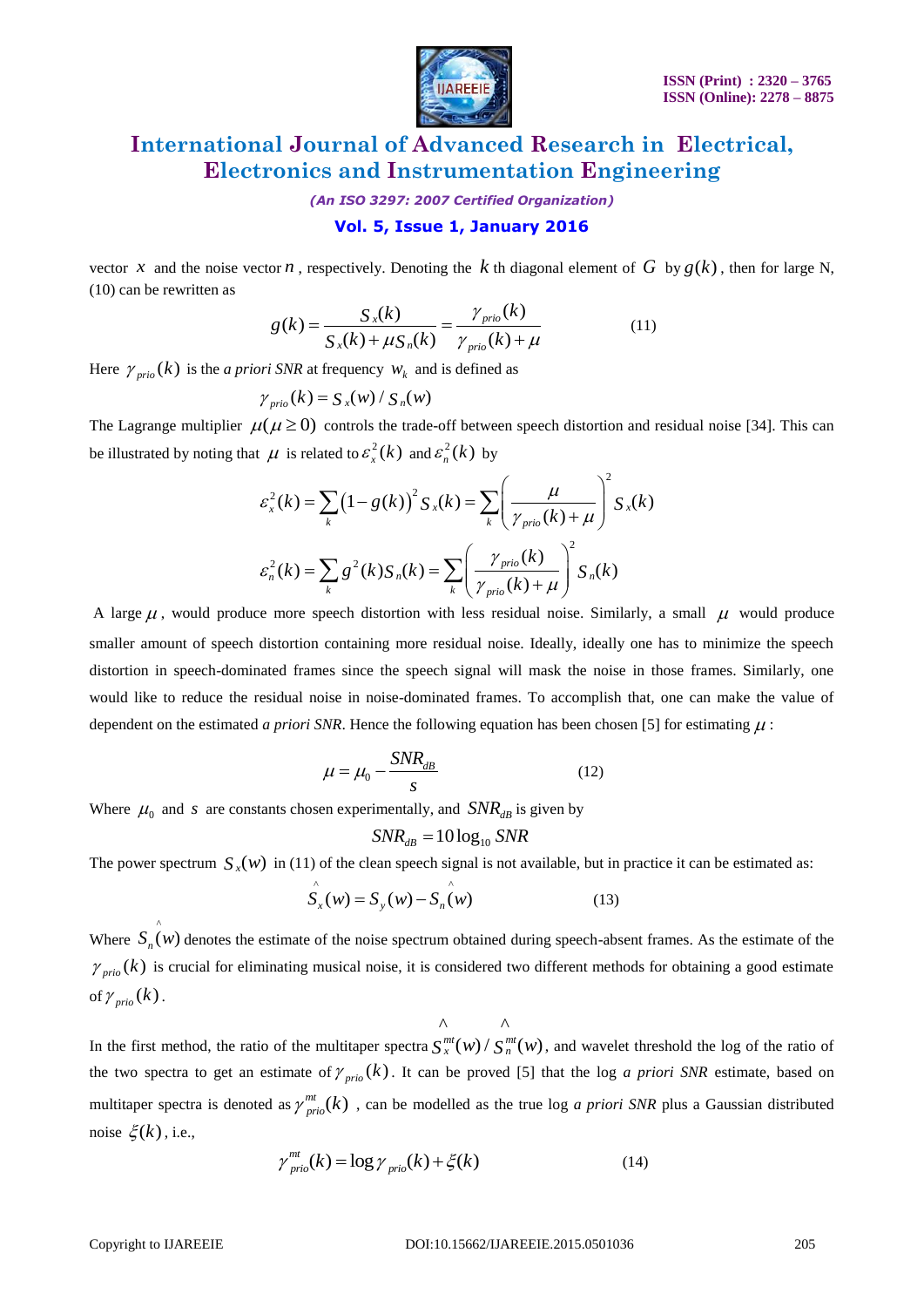vector $x$ and the noise vector $n$, respectively. Denoting the $k$ th diagonal element of $G$ by $g(k)$, then for large N, (10) can be rewritten as

$$g(k) = \frac{S_x(k)}{S_x(k) + \mu S_n(k)} = \frac{\gamma_{prio}(k)}{\gamma_{prio}(k) + \mu} \tag{11}$$

Here $\gamma_{prio}(k)$ is the *a priori SNR* at frequency $w_k$ and is defined as

$$\gamma_{prio}(k) = S_x(w) / S_n(w)$$

The Lagrange multiplier $\mu(\mu \geq 0)$ controls the trade-off between speech distortion and residual noise [34]. This can be illustrated by noting that $\mu$ is related to $\varepsilon_x^2(k)$ and $\varepsilon_n^2(k)$ by

$$\varepsilon_x^2(k) = \sum_k (1 - g(k))^2 S_x(k) = \sum_k \left( \frac{\mu}{\gamma_{prio}(k) + \mu} \right)^2 S_x(k)$$

$$\varepsilon_n^2(k) = \sum_k g^2(k) S_n(k) = \sum_k \left( \frac{\gamma_{prio}(k)}{\gamma_{prio}(k) + \mu} \right)^2 S_n(k)$$

A large $\mu$, would produce more speech distortion with less residual noise. Similarly, a small $\mu$ would produce smaller amount of speech distortion containing more residual noise. Ideally, ideally one has to minimize the speech distortion in speech-dominated frames since the speech signal will mask the noise in those frames. Similarly, one would like to reduce the residual noise in noise-dominated frames. To accomplish that, one can make the value of dependent on the estimated *a priori SNR*. Hence the following equation has been chosen [5] for estimating $\mu$:

$$\mu = \mu_0 - \frac{SNR_{dB}}{s} \tag{12}$$

Where $\mu_0$ and $s$ are constants chosen experimentally, and $SNR_{dB}$ is given by

$$SNR_{dB} = 10 \log_{10} SNR$$

The power spectrum $S_x(w)$ in (11) of the clean speech signal is not available, but in practice it can be estimated as:

$$\hat{S}_x(w) = S_y(w) - \hat{S}_n(w) \tag{13}$$

Where $\hat{S}_n(w)$ denotes the estimate of the noise spectrum obtained during speech-absent frames. As the estimate of the $\gamma_{prio}(k)$ is crucial for eliminating musical noise, it is considered two different methods for obtaining a good estimate of $\gamma_{prio}(k)$.

In the first method, the ratio of the multitaper spectra $\hat{S}_x^{mt}(w) / \hat{S}_n^{mt}(w)$, and wavelet threshold the log of the ratio of the two spectra to get an estimate of $\gamma_{prio}(k)$. It can be proved [5] that the log *a priori SNR* estimate, based on multitaper spectra is denoted as $\gamma_{prio}^{mt}(k)$, can be modelled as the true log *a priori SNR* plus a Gaussian distributed noise $\xi(k)$, i.e.,

$$\gamma_{prio}^{mt}(k) = \log \gamma_{prio}(k) + \xi(k) \tag{14}$$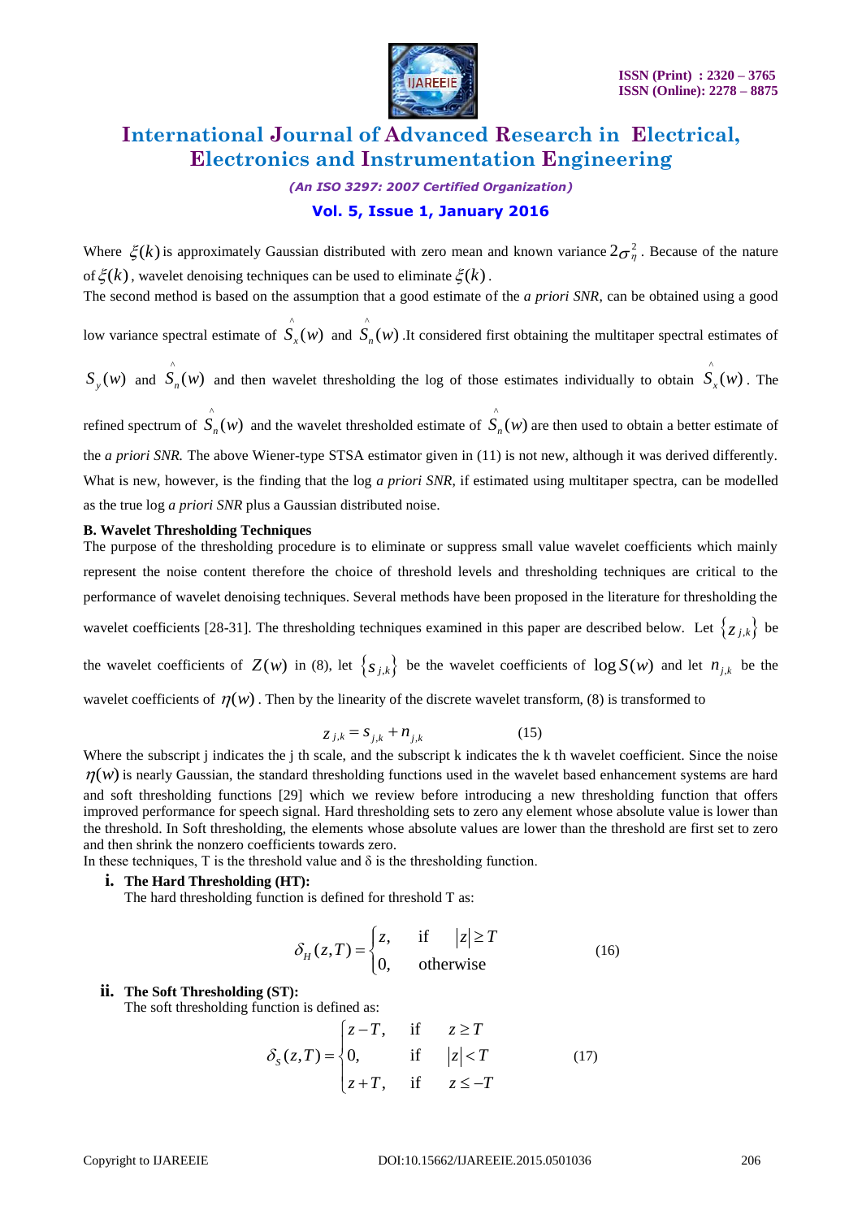Where $\xi(k)$ is approximately Gaussian distributed with zero mean and known variance $2\sigma_\eta^2$. Because of the nature of $\xi(k)$, wavelet denoising techniques can be used to eliminate $\xi(k)$.

The second method is based on the assumption that a good estimate of the *a priori SNR*, can be obtained using a good low variance spectral estimate of $\hat{S}_x(w)$ and $\hat{S}_n(w)$.It considered first obtaining the multitaper spectral estimates of $S_y(w)$ and $\hat{S}_n(w)$ and then wavelet thresholding the log of those estimates individually to obtain $\hat{S}_x(w)$. The refined spectrum of $\hat{S}_n(w)$ and the wavelet thresholded estimate of $\hat{S}_n(w)$ are then used to obtain a better estimate of the *a priori SNR.* The above Wiener-type STSA estimator given in (11) is not new, although it was derived differently. What is new, however, is the finding that the log *a priori SNR*, if estimated using multitaper spectra, can be modelled as the true log *a priori SNR* plus a Gaussian distributed noise.

**B. Wavelet Thresholding Techniques**

The purpose of the thresholding procedure is to eliminate or suppress small value wavelet coefficients which mainly represent the noise content therefore the choice of threshold levels and thresholding techniques are critical to the performance of wavelet denoising techniques. Several methods have been proposed in the literature for thresholding the wavelet coefficients [28-31]. The thresholding techniques examined in this paper are described below. Let $\{z_{j,k}\}$ be the wavelet coefficients of $Z(w)$ in (8), let $\{s_{j,k}\}$ be the wavelet coefficients of $\log S(w)$ and let $n_{j,k}$ be the wavelet coefficients of $\eta(w)$. Then by the linearity of the discrete wavelet transform, (8) is transformed to

$$z_{j,k} = s_{j,k} + n_{j,k} \qquad (15)$$

Where the subscript j indicates the j th scale, and the subscript k indicates the k th wavelet coefficient. Since the noise $\eta(w)$ is nearly Gaussian, the standard thresholding functions used in the wavelet based enhancement systems are hard and soft thresholding functions [29] which we review before introducing a new thresholding function that offers improved performance for speech signal. Hard thresholding sets to zero any element whose absolute value is lower than the threshold. In Soft thresholding, the elements whose absolute values are lower than the threshold are first set to zero and then shrink the nonzero coefficients towards zero.

In these techniques, T is the threshold value and δ is the thresholding function.

**i. The Hard Thresholding (HT):**

The hard thresholding function is defined for threshold T as:

$$\delta_H(z,T) = \begin{cases} z, & \text{if} \quad |z| \geq T \\ 0, & \text{otherwise} \end{cases} \qquad (16)$$

**ii. The Soft Thresholding (ST):**

The soft thresholding function is defined as:

$$\delta_S(z,T) = \begin{cases} z - T, & \text{if} \quad z \geq T \\ 0, & \text{if} \quad |z| < T \\ z + T, & \text{if} \quad z \leq -T \end{cases} \qquad (17)$$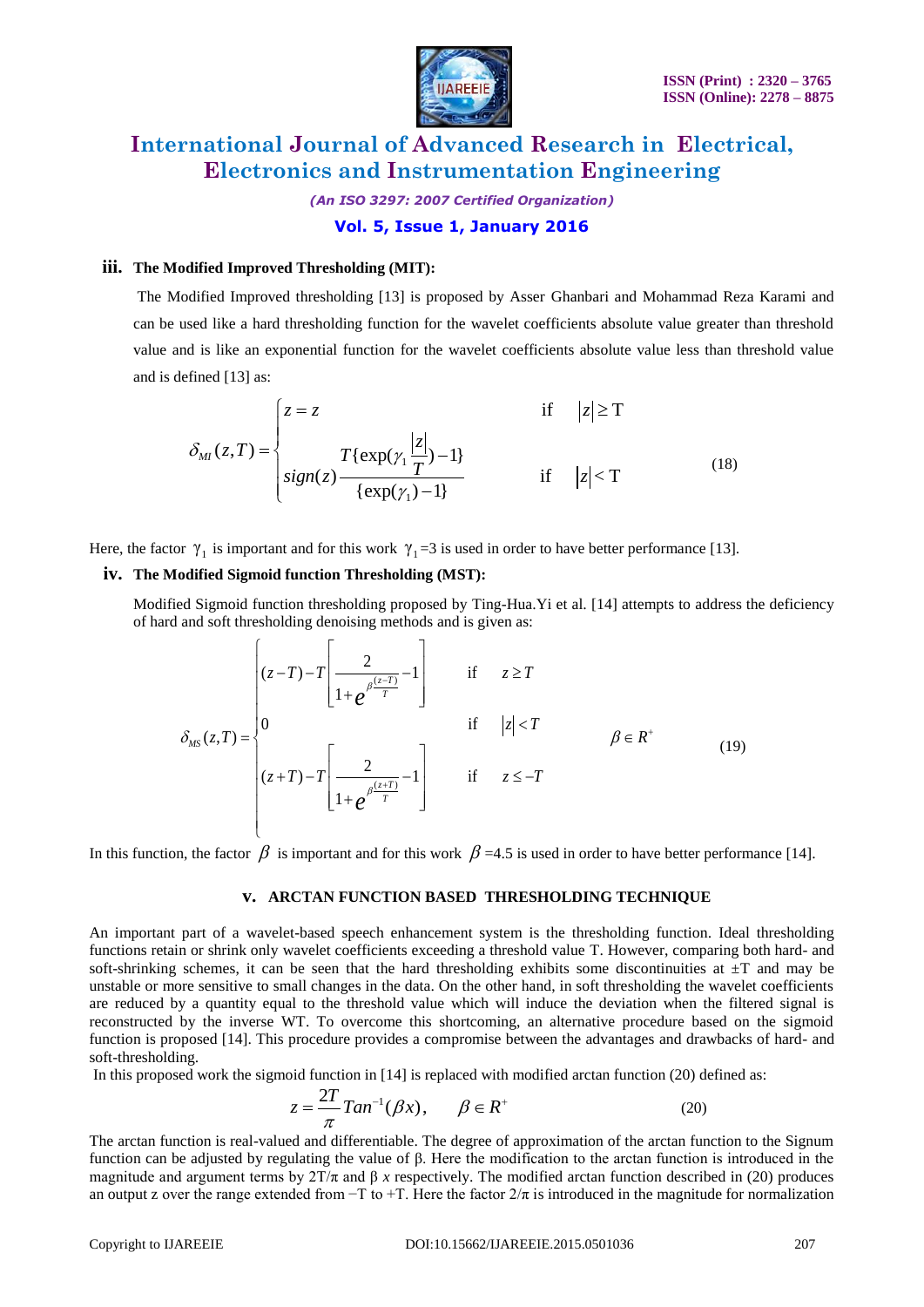### iii. The Modified Improved Thresholding (MIT):

The Modified Improved thresholding [13] is proposed by Asser Ghanbari and Mohammad Reza Karami and can be used like a hard thresholding function for the wavelet coefficients absolute value greater than threshold value and is like an exponential function for the wavelet coefficients absolute value less than threshold value and is defined [13] as:

$$\delta_{MI}(z,T) = \begin{cases} z = z & \text{if} \quad |z| \geq \text{T} \\ sign(z)\dfrac{T\{\exp(\gamma_1 \frac{|z|}{T}) - 1\}}{\{\exp(\gamma_1) - 1\}} & \text{if} \quad |z| < \text{T} \end{cases} \tag{18}$$

Here, the factor $\gamma_1$ is important and for this work $\gamma_1$=3 is used in order to have better performance [13].

### iv. The Modified Sigmoid function Thresholding (MST):

Modified Sigmoid function thresholding proposed by Ting-Hua.Yi et al. [14] attempts to address the deficiency of hard and soft thresholding denoising methods and is given as:

$$\delta_{MS}(z,T) = \begin{cases} (z-T) - T\left[\dfrac{2}{1+e^{\beta\frac{(z-T)}{T}}} - 1\right] & \text{if} \quad z \geq T \\ 0 & \text{if} \quad |z| < T \\ (z+T) - T\left[\dfrac{2}{1+e^{\beta\frac{(z+T)}{T}}} - 1\right] & \text{if} \quad z \leq -T \end{cases} \qquad \beta \in R^+ \tag{19}$$

In this function, the factor $\beta$ is important and for this work $\beta$ =4.5 is used in order to have better performance [14].

## V. ARCTAN FUNCTION BASED THRESHOLDING TECHNIQUE

An important part of a wavelet-based speech enhancement system is the thresholding function. Ideal thresholding functions retain or shrink only wavelet coefficients exceeding a threshold value T. However, comparing both hard- and soft-shrinking schemes, it can be seen that the hard thresholding exhibits some discontinuities at ±T and may be unstable or more sensitive to small changes in the data. On the other hand, in soft thresholding the wavelet coefficients are reduced by a quantity equal to the threshold value which will induce the deviation when the filtered signal is reconstructed by the inverse WT. To overcome this shortcoming, an alternative procedure based on the sigmoid function is proposed [14]. This procedure provides a compromise between the advantages and drawbacks of hard- and soft-thresholding.

In this proposed work the sigmoid function in [14] is replaced with modified arctan function (20) defined as:

$$z = \frac{2T}{\pi} Tan^{-1}(\beta x), \qquad \beta \in R^+ \tag{20}$$

The arctan function is real-valued and differentiable. The degree of approximation of the arctan function to the Signum function can be adjusted by regulating the value of β. Here the modification to the arctan function is introduced in the magnitude and argument terms by $2T/\pi$ and $\beta\, x$ respectively. The modified arctan function described in (20) produces an output z over the range extended from −T to +T. Here the factor $2/\pi$ is introduced in the magnitude for normalization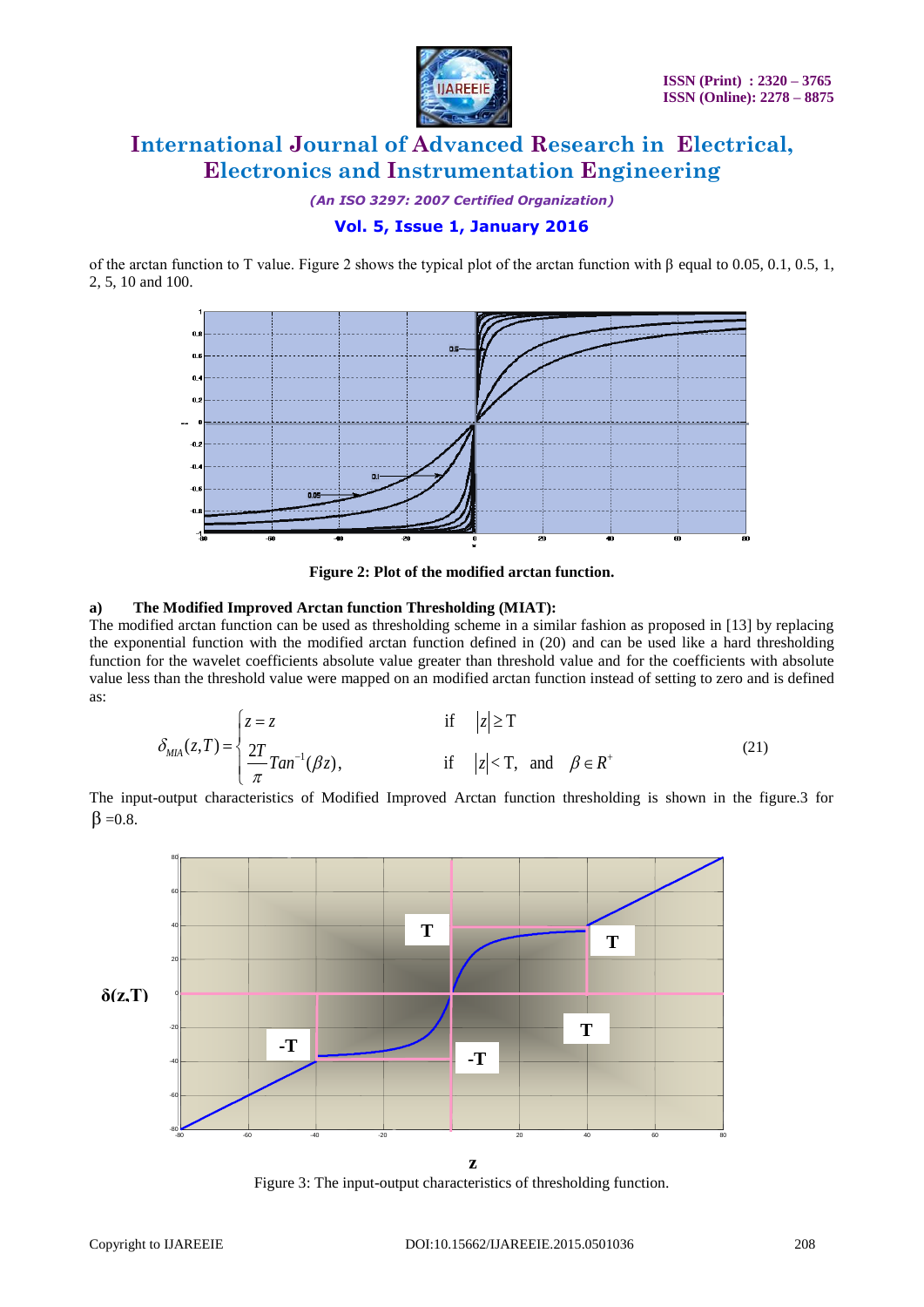of the arctan function to T value. Figure 2 shows the typical plot of the arctan function with β equal to 0.05, 0.1, 0.5, 1, 2, 5, 10 and 100.

**Figure 2: Plot of the modified arctan function.**

**a) The Modified Improved Arctan function Thresholding (MIAT):**

The modified arctan function can be used as thresholding scheme in a similar fashion as proposed in [13] by replacing the exponential function with the modified arctan function defined in (20) and can be used like a hard thresholding function for the wavelet coefficients absolute value greater than threshold value and for the coefficients with absolute value less than the threshold value were mapped on an modified arctan function instead of setting to zero and is defined as:

$$\delta_{MIA}(z,T) = \begin{cases} z = z & \text{if} \quad |z| \geq \mathrm{T} \\ \dfrac{2T}{\pi} Tan^{-1}(\beta z), & \text{if} \quad |z| < \mathrm{T}, \text{ and } \quad \beta \in R^{+} \end{cases} \tag{21}$$

The input-output characteristics of Modified Improved Arctan function thresholding is shown in the figure.3 for β =0.8.

Figure 3: The input-output characteristics of thresholding function.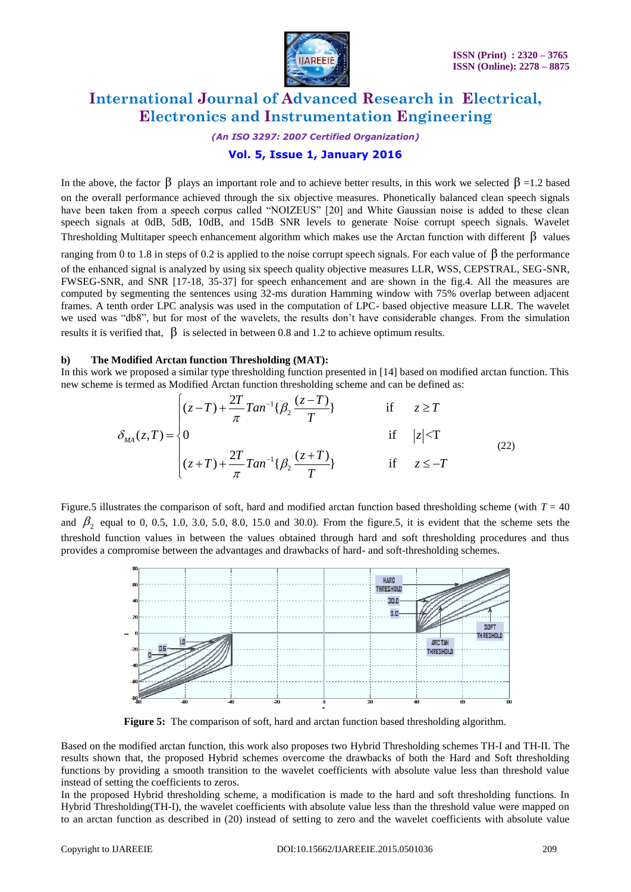In the above, the factor $\beta$ plays an important role and to achieve better results, in this work we selected $\beta$ =1.2 based on the overall performance achieved through the six objective measures. Phonetically balanced clean speech signals have been taken from a speech corpus called "NOIZEUS" [20] and White Gaussian noise is added to these clean speech signals at 0dB, 5dB, 10dB, and 15dB SNR levels to generate Noise corrupt speech signals. Wavelet Thresholding Multitaper speech enhancement algorithm which makes use the Arctan function with different $\beta$ values ranging from 0 to 1.8 in steps of 0.2 is applied to the noise corrupt speech signals. For each value of $\beta$ the performance of the enhanced signal is analyzed by using six speech quality objective measures LLR, WSS, CEPSTRAL, SEG-SNR, FWSEG-SNR, and SNR [17-18, 35-37] for speech enhancement and are shown in the fig.4. All the measures are computed by segmenting the sentences using 32-ms duration Hamming window with 75% overlap between adjacent frames. A tenth order LPC analysis was used in the computation of LPC- based objective measure LLR. The wavelet we used was "db8", but for most of the wavelets, the results don't have considerable changes. From the simulation results it is verified that, $\beta$ is selected in between 0.8 and 1.2 to achieve optimum results.

**b) The Modified Arctan function Thresholding (MAT):**

In this work we proposed a similar type thresholding function presented in [14] based on modified arctan function. This new scheme is termed as Modified Arctan function thresholding scheme and can be defined as:

$$\delta_{MA}(z,T) = \begin{cases} (z-T) + \dfrac{2T}{\pi} Tan^{-1}\{\beta_2 \dfrac{(z-T)}{T}\} & \text{if} \quad z \geq T \\ 0 & \text{if} \quad |z| < T \\ (z+T) + \dfrac{2T}{\pi} Tan^{-1}\{\beta_2 \dfrac{(z+T)}{T}\} & \text{if} \quad z \leq -T \end{cases} \qquad (22)$$

Figure.5 illustrates the comparison of soft, hard and modified arctan function based thresholding scheme (with $T$ = 40 and $\beta_2$ equal to 0, 0.5, 1.0, 3.0, 5.0, 8.0, 15.0 and 30.0). From the figure.5, it is evident that the scheme sets the threshold function values in between the values obtained through hard and soft thresholding procedures and thus provides a compromise between the advantages and drawbacks of hard- and soft-thresholding schemes.

**Figure 5:** The comparison of soft, hard and arctan function based thresholding algorithm.

Based on the modified arctan function, this work also proposes two Hybrid Thresholding schemes TH-I and TH-II. The results shown that, the proposed Hybrid schemes overcome the drawbacks of both the Hard and Soft thresholding functions by providing a smooth transition to the wavelet coefficients with absolute value less than threshold value instead of setting the coefficients to zeros.

In the proposed Hybrid thresholding scheme, a modification is made to the hard and soft thresholding functions. In Hybrid Thresholding(TH-I), the wavelet coefficients with absolute value less than the threshold value were mapped on to an arctan function as described in (20) instead of setting to zero and the wavelet coefficients with absolute value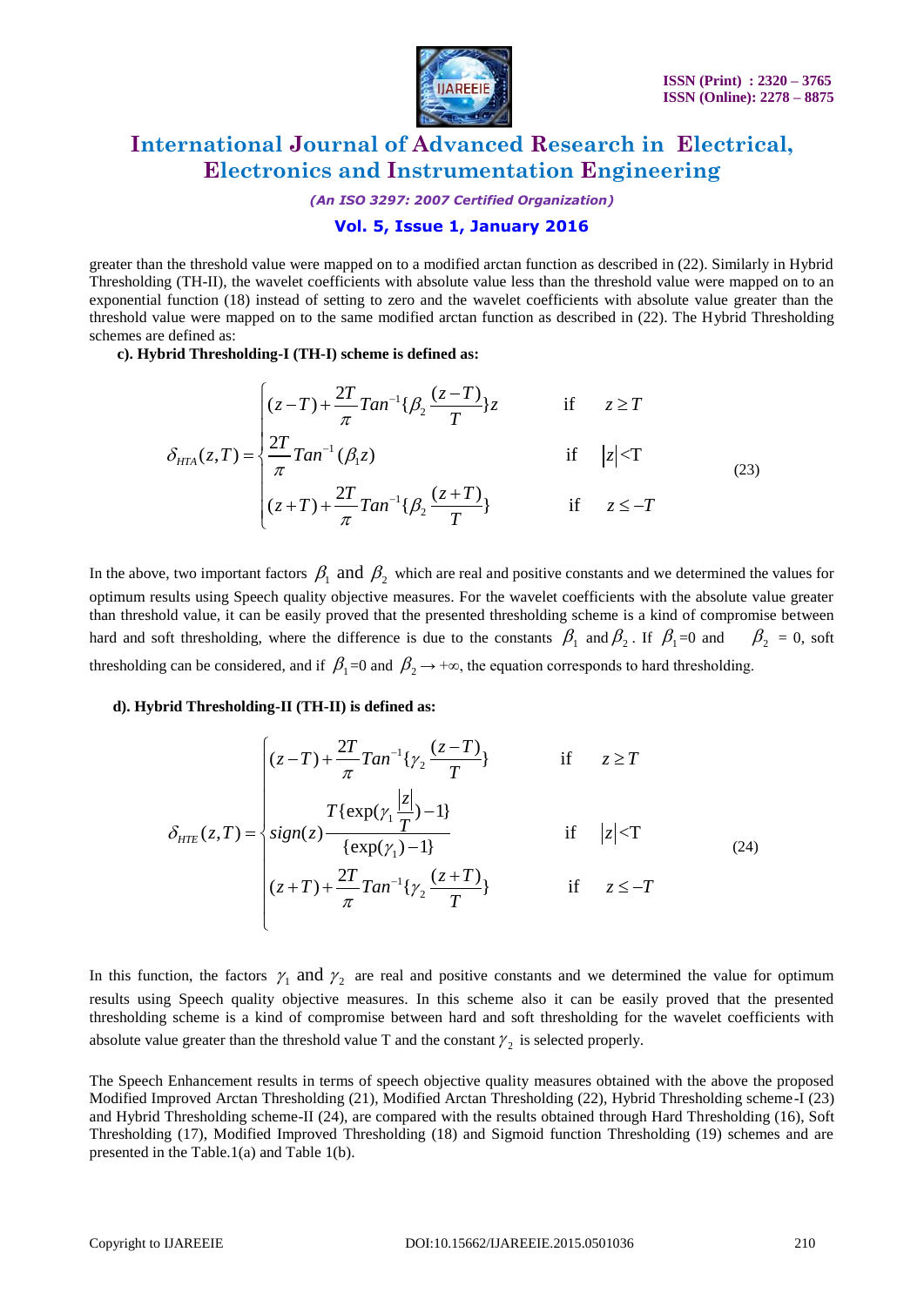greater than the threshold value were mapped on to a modified arctan function as described in (22). Similarly in Hybrid Thresholding (TH-II), the wavelet coefficients with absolute value less than the threshold value were mapped on to an exponential function (18) instead of setting to zero and the wavelet coefficients with absolute value greater than the threshold value were mapped on to the same modified arctan function as described in (22). The Hybrid Thresholding schemes are defined as:

**c). Hybrid Thresholding-I (TH-I) scheme is defined as:**

$$\delta_{HTA}(z,T) = \begin{cases} (z-T) + \dfrac{2T}{\pi} Tan^{-1}\{\beta_2 \dfrac{(z-T)}{T}\}z & \text{if} \quad z \geq T \\ \dfrac{2T}{\pi} Tan^{-1}(\beta_1 z) & \text{if} \quad |z| < T \\ (z+T) + \dfrac{2T}{\pi} Tan^{-1}\{\beta_2 \dfrac{(z+T)}{T}\} & \text{if} \quad z \leq -T \end{cases} \tag{23}$$

In the above, two important factors $\beta_1$ and $\beta_2$ which are real and positive constants and we determined the values for optimum results using Speech quality objective measures. For the wavelet coefficients with the absolute value greater than threshold value, it can be easily proved that the presented thresholding scheme is a kind of compromise between hard and soft thresholding, where the difference is due to the constants $\beta_1$ and $\beta_2$. If $\beta_1$=0 and $\beta_2$ = 0, soft thresholding can be considered, and if $\beta_1$=0 and $\beta_2 \rightarrow +\infty$, the equation corresponds to hard thresholding.

**d). Hybrid Thresholding-II (TH-II) is defined as:**

$$\delta_{HTE}(z,T) = \begin{cases} (z-T) + \dfrac{2T}{\pi} Tan^{-1}\{\gamma_2 \dfrac{(z-T)}{T}\} & \text{if} \quad z \geq T \\ sign(z) \dfrac{T\{\exp(\gamma_1 \frac{|z|}{T}) - 1\}}{\{\exp(\gamma_1) - 1\}} & \text{if} \quad |z| < T \\ (z+T) + \dfrac{2T}{\pi} Tan^{-1}\{\gamma_2 \dfrac{(z+T)}{T}\} & \text{if} \quad z \leq -T \end{cases} \tag{24}$$

In this function, the factors $\gamma_1$ and $\gamma_2$ are real and positive constants and we determined the value for optimum results using Speech quality objective measures. In this scheme also it can be easily proved that the presented thresholding scheme is a kind of compromise between hard and soft thresholding for the wavelet coefficients with absolute value greater than the threshold value T and the constant $\gamma_2$ is selected properly.

The Speech Enhancement results in terms of speech objective quality measures obtained with the above the proposed Modified Improved Arctan Thresholding (21), Modified Arctan Thresholding (22), Hybrid Thresholding scheme-I (23) and Hybrid Thresholding scheme-II (24), are compared with the results obtained through Hard Thresholding (16), Soft Thresholding (17), Modified Improved Thresholding (18) and Sigmoid function Thresholding (19) schemes and are presented in the Table.1(a) and Table 1(b).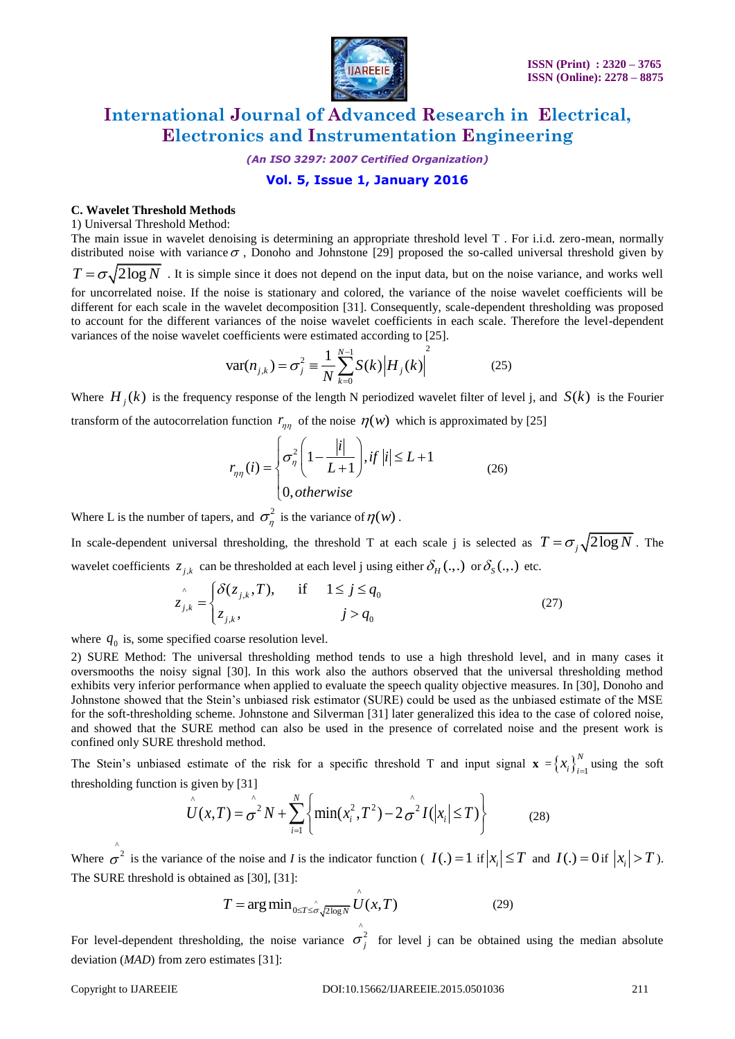**C. Wavelet Threshold Methods**

1) Universal Threshold Method:

The main issue in wavelet denoising is determining an appropriate threshold level T . For i.i.d. zero-mean, normally distributed noise with variance $\sigma$ , Donoho and Johnstone [29] proposed the so-called universal threshold given by $T = \sigma\sqrt{2\log N}$ . It is simple since it does not depend on the input data, but on the noise variance, and works well for uncorrelated noise. If the noise is stationary and colored, the variance of the noise wavelet coefficients will be different for each scale in the wavelet decomposition [31]. Consequently, scale-dependent thresholding was proposed to account for the different variances of the noise wavelet coefficients in each scale. Therefore the level-dependent variances of the noise wavelet coefficients were estimated according to [25].

$$\text{var}(n_{j,k}) = \sigma_j^2 \equiv \frac{1}{N}\sum_{k=0}^{N-1} S(k)\left|H_j(k)\right|^2 \tag{25}$$

Where $H_j(k)$ is the frequency response of the length N periodized wavelet filter of level j, and $S(k)$ is the Fourier transform of the autocorrelation function $r_{\eta\eta}$ of the noise $\eta(w)$ which is approximated by [25]

$$r_{\eta\eta}(i) = \begin{cases} \sigma_\eta^2\left(1 - \dfrac{|i|}{L+1}\right), if\ |i| \le L+1 \\ 0, otherwise \end{cases} \tag{26}$$

Where L is the number of tapers, and $\sigma_\eta^2$ is the variance of $\eta(w)$ .

In scale-dependent universal thresholding, the threshold T at each scale j is selected as $T = \sigma_j\sqrt{2\log N}$ . The wavelet coefficients $z_{j,k}$ can be thresholded at each level j using either $\delta_H(.,.)$ or $\delta_S(.,.)$ etc.

$$\hat{z}_{j,k} = \begin{cases} \delta(z_{j,k}, T), & \text{if} \quad 1 \le j \le q_0 \\ z_{j,k}, & \quad\quad\ j > q_0 \end{cases} \tag{27}$$

where $q_0$ is, some specified coarse resolution level.

2) SURE Method: The universal thresholding method tends to use a high threshold level, and in many cases it oversmooths the noisy signal [30]. In this work also the authors observed that the universal thresholding method exhibits very inferior performance when applied to evaluate the speech quality objective measures. In [30], Donoho and Johnstone showed that the Stein's unbiased risk estimator (SURE) could be used as the unbiased estimate of the MSE for the soft-thresholding scheme. Johnstone and Silverman [31] later generalized this idea to the case of colored noise, and showed that the SURE method can also be used in the presence of correlated noise and the present work is confined only SURE threshold method.

The Stein's unbiased estimate of the risk for a specific threshold T and input signal $\mathbf{x} = \{x_i\}_{i=1}^N$ using the soft thresholding function is given by [31]

$$\hat{U}(x,T) = \hat{\sigma}^2 N + \sum_{i=1}^{N}\left\{\min(x_i^2, T^2) - 2\hat{\sigma}^2 I(|x_i| \le T)\right\} \tag{28}$$

Where $\hat{\sigma}^2$ is the variance of the noise and *I* is the indicator function ( $I(.) = 1$ if $|x_i| \le T$ and $I(.) = 0$ if $|x_i| > T$ ). The SURE threshold is obtained as [30], [31]:

$$T = \arg\min_{0 \le T \le \hat{\sigma}\sqrt{2\log N}} \hat{U}(x,T) \tag{29}$$

For level-dependent thresholding, the noise variance $\hat{\sigma}_j^2$ for level j can be obtained using the median absolute deviation (*MAD*) from zero estimates [31]: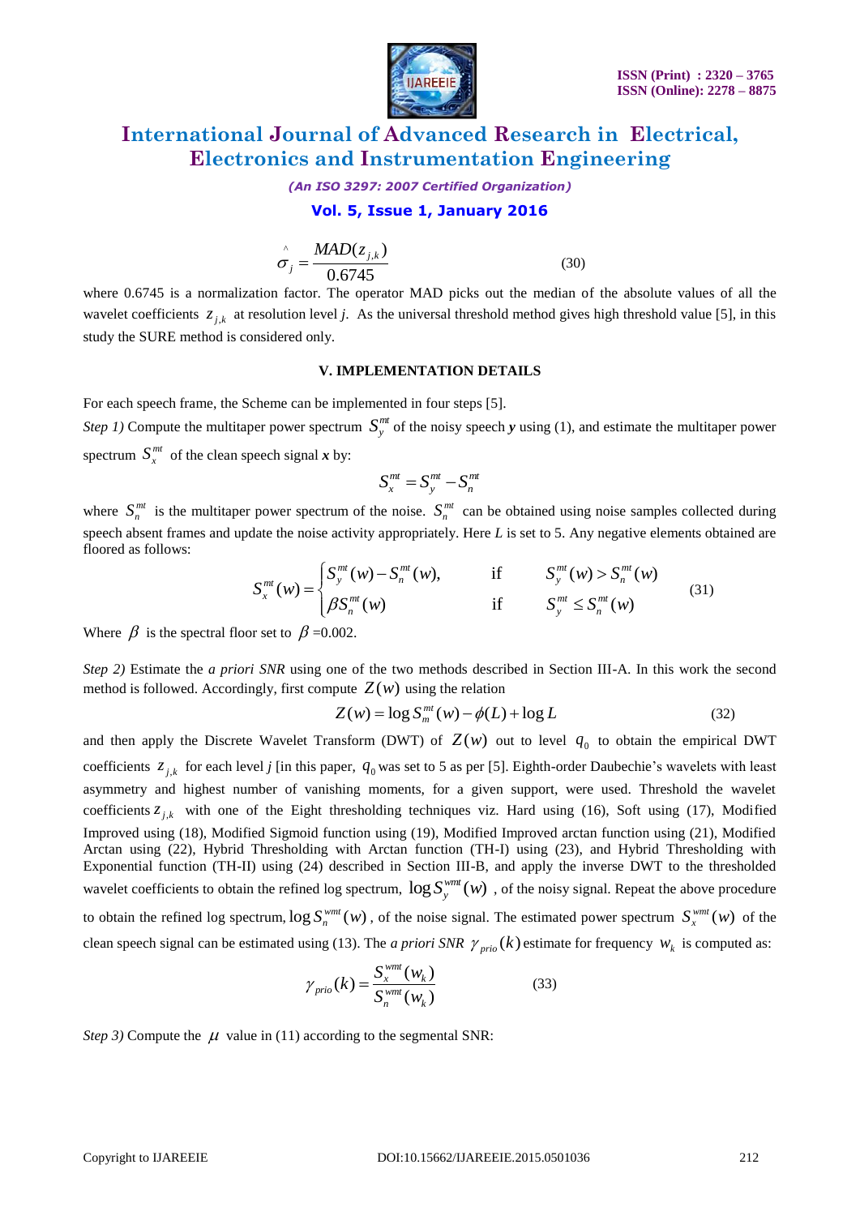$$\hat{\sigma}_j = \frac{MAD(z_{j,k})}{0.6745} \tag{30}$$

where 0.6745 is a normalization factor. The operator MAD picks out the median of the absolute values of all the wavelet coefficients $z_{j,k}$ at resolution level *j*. As the universal threshold method gives high threshold value [5], in this study the SURE method is considered only.

## V. IMPLEMENTATION DETAILS

For each speech frame, the Scheme can be implemented in four steps [5].

*Step 1)* Compute the multitaper power spectrum $S_y^{mt}$ of the noisy speech ***y*** using (1), and estimate the multitaper power spectrum $S_x^{mt}$ of the clean speech signal ***x*** by:

$$S_x^{mt} = S_y^{mt} - S_n^{mt}$$

where $S_n^{mt}$ is the multitaper power spectrum of the noise. $S_n^{mt}$ can be obtained using noise samples collected during speech absent frames and update the noise activity appropriately. Here *L* is set to 5. Any negative elements obtained are floored as follows:

$$S_x^{mt}(w) = \begin{cases} S_y^{mt}(w) - S_n^{mt}(w), & \text{if} \quad S_y^{mt}(w) > S_n^{mt}(w) \\ \beta S_n^{mt}(w) & \text{if} \quad S_y^{mt} \leq S_n^{mt}(w) \end{cases} \tag{31}$$

Where $\beta$ is the spectral floor set to $\beta$=0.002.

*Step 2)* Estimate the *a priori SNR* using one of the two methods described in Section III-A. In this work the second method is followed. Accordingly, first compute $Z(w)$ using the relation

$$Z(w) = \log S_m^{mt}(w) - \phi(L) + \log L \tag{32}$$

and then apply the Discrete Wavelet Transform (DWT) of $Z(w)$ out to level $q_0$ to obtain the empirical DWT coefficients $z_{j,k}$ for each level *j* [in this paper, $q_0$ was set to 5 as per [5]. Eighth-order Daubechie's wavelets with least asymmetry and highest number of vanishing moments, for a given support, were used. Threshold the wavelet coefficients $z_{j,k}$ with one of the Eight thresholding techniques viz. Hard using (16), Soft using (17), Modified Improved using (18), Modified Sigmoid function using (19), Modified Improved arctan function using (21), Modified Arctan using (22), Hybrid Thresholding with Arctan function (TH-I) using (23), and Hybrid Thresholding with Exponential function (TH-II) using (24) described in Section III-B, and apply the inverse DWT to the thresholded wavelet coefficients to obtain the refined log spectrum, $\log S_y^{wmt}(w)$, of the noisy signal. Repeat the above procedure to obtain the refined log spectrum, $\log S_n^{wmt}(w)$, of the noise signal. The estimated power spectrum $S_x^{wmt}(w)$ of the clean speech signal can be estimated using (13). The *a priori SNR* $\gamma_{prio}(k)$ estimate for frequency $w_k$ is computed as:

$$\gamma_{prio}(k) = \frac{S_x^{wmt}(w_k)}{S_n^{wmt}(w_k)} \tag{33}$$

*Step 3)* Compute the $\mu$ value in (11) according to the segmental SNR: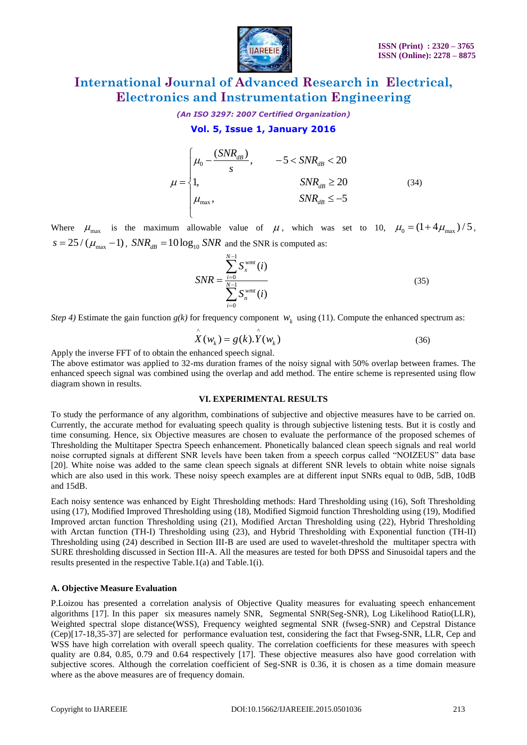$$\mu = \begin{cases} \mu_0 - \dfrac{(SNR_{dB})}{s}, & -5 < SNR_{dB} < 20 \\ 1, & SNR_{dB} \geq 20 \\ \mu_{\max}, & SNR_{dB} \leq -5 \end{cases} \quad (34)$$

Where $\mu_{\max}$ is the maximum allowable value of $\mu$, which was set to 10, $\mu_0 = (1+4\mu_{\max})/5$, $s = 25/(\mu_{\max}-1)$, $SNR_{dB} = 10\log_{10} SNR$ and the SNR is computed as:

$$SNR = \frac{\sum_{i=0}^{N-1} S_x^{wmt}(i)}{\sum_{i=0}^{N-1} S_n^{wmt}(i)} \quad (35)$$

*Step 4)* Estimate the gain function *g(k)* for frequency component $w_k$ using (11). Compute the enhanced spectrum as:

$$\hat{X}(w_k) = g(k).\hat{Y}(w_k) \quad (36)$$

Apply the inverse FFT of to obtain the enhanced speech signal.
The above estimator was applied to 32-ms duration frames of the noisy signal with 50% overlap between frames. The enhanced speech signal was combined using the overlap and add method. The entire scheme is represented using flow diagram shown in results.

## VI. EXPERIMENTAL RESULTS

To study the performance of any algorithm, combinations of subjective and objective measures have to be carried on. Currently, the accurate method for evaluating speech quality is through subjective listening tests. But it is costly and time consuming. Hence, six Objective measures are chosen to evaluate the performance of the proposed schemes of Thresholding the Multitaper Spectra Speech enhancement. Phonetically balanced clean speech signals and real world noise corrupted signals at different SNR levels have been taken from a speech corpus called "NOIZEUS" data base [20]. White noise was added to the same clean speech signals at different SNR levels to obtain white noise signals which are also used in this work. These noisy speech examples are at different input SNRs equal to 0dB, 5dB, 10dB and 15dB.

Each noisy sentence was enhanced by Eight Thresholding methods: Hard Thresholding using (16), Soft Thresholding using (17), Modified Improved Thresholding using (18), Modified Sigmoid function Thresholding using (19), Modified Improved arctan function Thresholding using (21), Modified Arctan Thresholding using (22), Hybrid Thresholding with Arctan function (TH-I) Thresholding using (23), and Hybrid Thresholding with Exponential function (TH-II) Thresholding using (24) described in Section III-B are used are used to wavelet-threshold the multitaper spectra with SURE thresholding discussed in Section III-A. All the measures are tested for both DPSS and Sinusoidal tapers and the results presented in the respective Table.1(a) and Table.1(i).

### A. Objective Measure Evaluation

P.Loizou has presented a correlation analysis of Objective Quality measures for evaluating speech enhancement algorithms [17]. In this paper six measures namely SNR, Segmental SNR(Seg-SNR), Log Likelihood Ratio(LLR), Weighted spectral slope distance(WSS), Frequency weighted segmental SNR (fwseg-SNR) and Cepstral Distance (Cep)[17-18,35-37] are selected for performance evaluation test, considering the fact that Fwseg-SNR, LLR, Cep and WSS have high correlation with overall speech quality. The correlation coefficients for these measures with speech quality are 0.84, 0.85, 0.79 and 0.64 respectively [17]. These objective measures also have good correlation with subjective scores. Although the correlation coefficient of Seg-SNR is 0.36, it is chosen as a time domain measure where as the above measures are of frequency domain.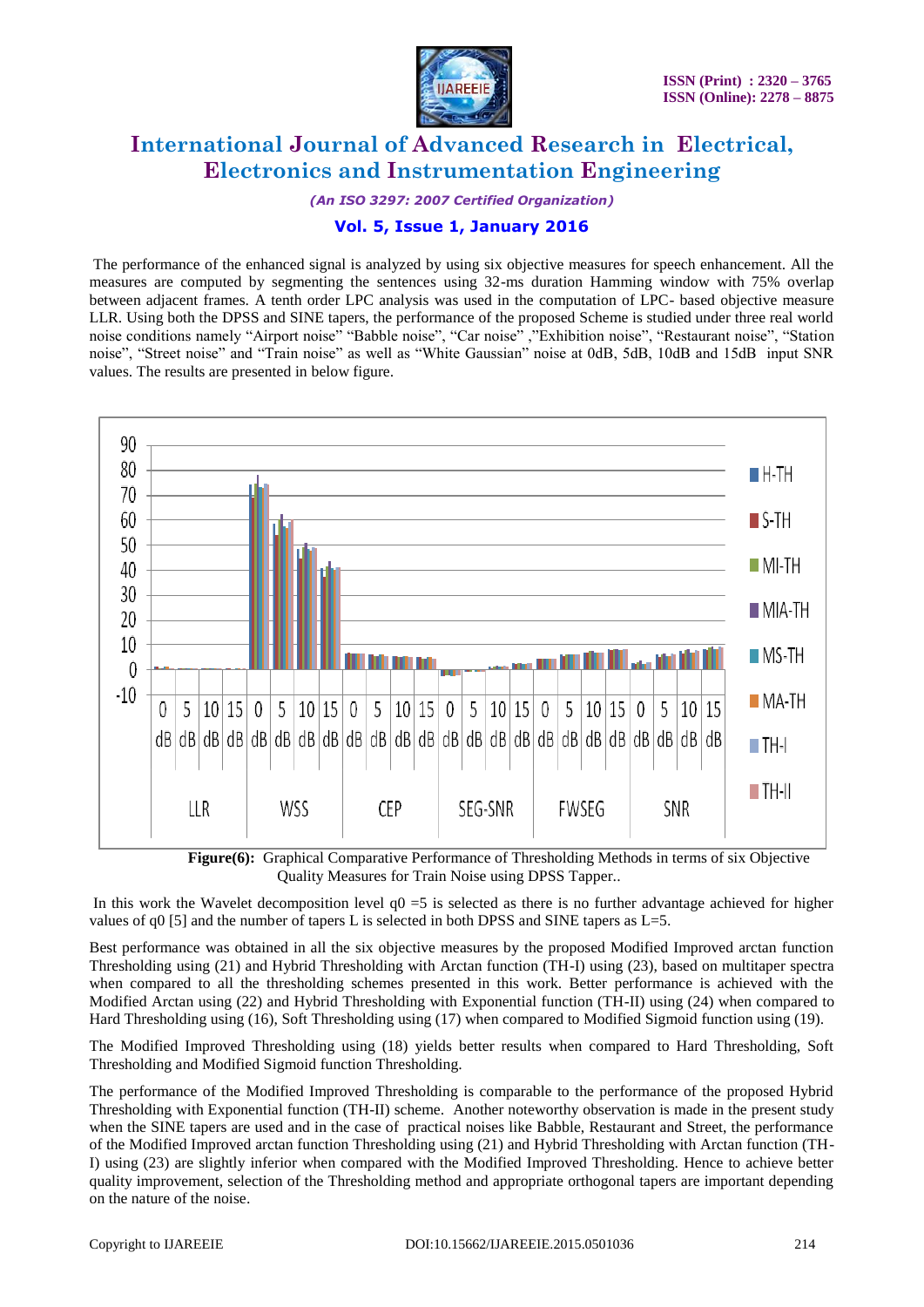The performance of the enhanced signal is analyzed by using six objective measures for speech enhancement. All the measures are computed by segmenting the sentences using 32-ms duration Hamming window with 75% overlap between adjacent frames. A tenth order LPC analysis was used in the computation of LPC- based objective measure LLR. Using both the DPSS and SINE tapers, the performance of the proposed Scheme is studied under three real world noise conditions namely "Airport noise" "Babble noise", "Car noise" ,"Exhibition noise", "Restaurant noise", "Station noise", "Street noise" and "Train noise" as well as "White Gaussian" noise at 0dB, 5dB, 10dB and 15dB input SNR values. The results are presented in below figure.

**Figure(6):** Graphical Comparative Performance of Thresholding Methods in terms of six Objective Quality Measures for Train Noise using DPSS Tapper..

In this work the Wavelet decomposition level $q0 = 5$ is selected as there is no further advantage achieved for higher values of q0 [5] and the number of tapers L is selected in both DPSS and SINE tapers as L=5.

Best performance was obtained in all the six objective measures by the proposed Modified Improved arctan function Thresholding using (21) and Hybrid Thresholding with Arctan function (TH-I) using (23), based on multitaper spectra when compared to all the thresholding schemes presented in this work. Better performance is achieved with the Modified Arctan using (22) and Hybrid Thresholding with Exponential function (TH-II) using (24) when compared to Hard Thresholding using (16), Soft Thresholding using (17) when compared to Modified Sigmoid function using (19).

The Modified Improved Thresholding using (18) yields better results when compared to Hard Thresholding, Soft Thresholding and Modified Sigmoid function Thresholding.

The performance of the Modified Improved Thresholding is comparable to the performance of the proposed Hybrid Thresholding with Exponential function (TH-II) scheme. Another noteworthy observation is made in the present study when the SINE tapers are used and in the case of practical noises like Babble, Restaurant and Street, the performance of the Modified Improved arctan function Thresholding using (21) and Hybrid Thresholding with Arctan function (TH-I) using (23) are slightly inferior when compared with the Modified Improved Thresholding. Hence to achieve better quality improvement, selection of the Thresholding method and appropriate orthogonal tapers are important depending on the nature of the noise.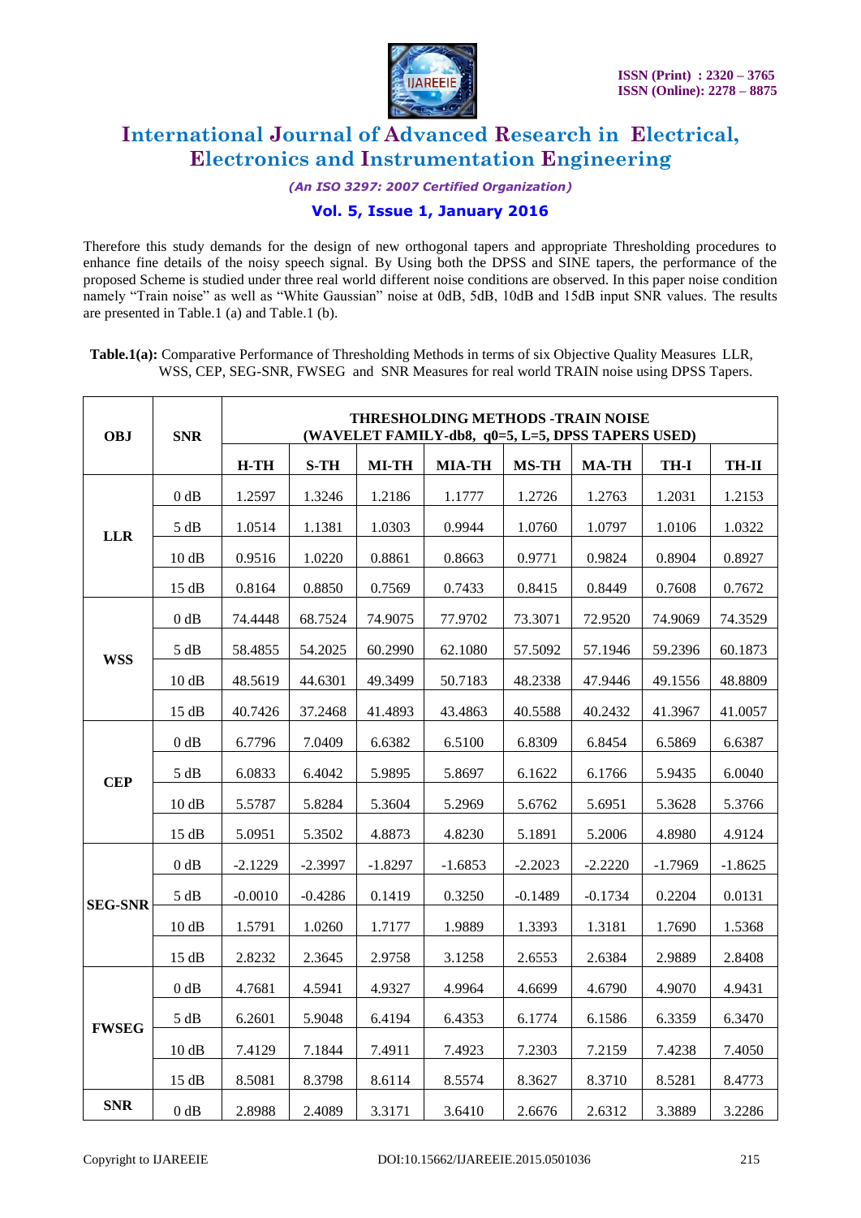Therefore this study demands for the design of new orthogonal tapers and appropriate Thresholding procedures to enhance fine details of the noisy speech signal. By Using both the DPSS and SINE tapers, the performance of the proposed Scheme is studied under three real world different noise conditions are observed. In this paper noise condition namely "Train noise" as well as "White Gaussian" noise at 0dB, 5dB, 10dB and 15dB input SNR values. The results are presented in Table.1 (a) and Table.1 (b).

**Table.1(a):** Comparative Performance of Thresholding Methods in terms of six Objective Quality Measures LLR, WSS, CEP, SEG-SNR, FWSEG and SNR Measures for real world TRAIN noise using DPSS Tapers.

| OBJ | SNR | THRESHOLDING METHODS -TRAIN NOISE (WAVELET FAMILY-db8, q0=5, L=5, DPSS TAPERS USED) | | | | | | | |
|---|---|---|---|---|---|---|---|---|---|
| | | H-TH | S-TH | MI-TH | MIA-TH | MS-TH | MA-TH | TH-I | TH-II |
| LLR | 0 dB | 1.2597 | 1.3246 | 1.2186 | 1.1777 | 1.2726 | 1.2763 | 1.2031 | 1.2153 |
| | 5 dB | 1.0514 | 1.1381 | 1.0303 | 0.9944 | 1.0760 | 1.0797 | 1.0106 | 1.0322 |
| | 10 dB | 0.9516 | 1.0220 | 0.8861 | 0.8663 | 0.9771 | 0.9824 | 0.8904 | 0.8927 |
| | 15 dB | 0.8164 | 0.8850 | 0.7569 | 0.7433 | 0.8415 | 0.8449 | 0.7608 | 0.7672 |
| WSS | 0 dB | 74.4448 | 68.7524 | 74.9075 | 77.9702 | 73.3071 | 72.9520 | 74.9069 | 74.3529 |
| | 5 dB | 58.4855 | 54.2025 | 60.2990 | 62.1080 | 57.5092 | 57.1946 | 59.2396 | 60.1873 |
| | 10 dB | 48.5619 | 44.6301 | 49.3499 | 50.7183 | 48.2338 | 47.9446 | 49.1556 | 48.8809 |
| | 15 dB | 40.7426 | 37.2468 | 41.4893 | 43.4863 | 40.5588 | 40.2432 | 41.3967 | 41.0057 |
| CEP | 0 dB | 6.7796 | 7.0409 | 6.6382 | 6.5100 | 6.8309 | 6.8454 | 6.5869 | 6.6387 |
| | 5 dB | 6.0833 | 6.4042 | 5.9895 | 5.8697 | 6.1622 | 6.1766 | 5.9435 | 6.0040 |
| | 10 dB | 5.5787 | 5.8284 | 5.3604 | 5.2969 | 5.6762 | 5.6951 | 5.3628 | 5.3766 |
| | 15 dB | 5.0951 | 5.3502 | 4.8873 | 4.8230 | 5.1891 | 5.2006 | 4.8980 | 4.9124 |
| SEG-SNR | 0 dB | -2.1229 | -2.3997 | -1.8297 | -1.6853 | -2.2023 | -2.2220 | -1.7969 | -1.8625 |
| | 5 dB | -0.0010 | -0.4286 | 0.1419 | 0.3250 | -0.1489 | -0.1734 | 0.2204 | 0.0131 |
| | 10 dB | 1.5791 | 1.0260 | 1.7177 | 1.9889 | 1.3393 | 1.3181 | 1.7690 | 1.5368 |
| | 15 dB | 2.8232 | 2.3645 | 2.9758 | 3.1258 | 2.6553 | 2.6384 | 2.9889 | 2.8408 |
| FWSEG | 0 dB | 4.7681 | 4.5941 | 4.9327 | 4.9964 | 4.6699 | 4.6790 | 4.9070 | 4.9431 |
| | 5 dB | 6.2601 | 5.9048 | 6.4194 | 6.4353 | 6.1774 | 6.1586 | 6.3359 | 6.3470 |
| | 10 dB | 7.4129 | 7.1844 | 7.4911 | 7.4923 | 7.2303 | 7.2159 | 7.4238 | 7.4050 |
| | 15 dB | 8.5081 | 8.3798 | 8.6114 | 8.5574 | 8.3627 | 8.3710 | 8.5281 | 8.4773 |
| SNR | 0 dB | 2.8988 | 2.4089 | 3.3171 | 3.6410 | 2.6676 | 2.6312 | 3.3889 | 3.2286 |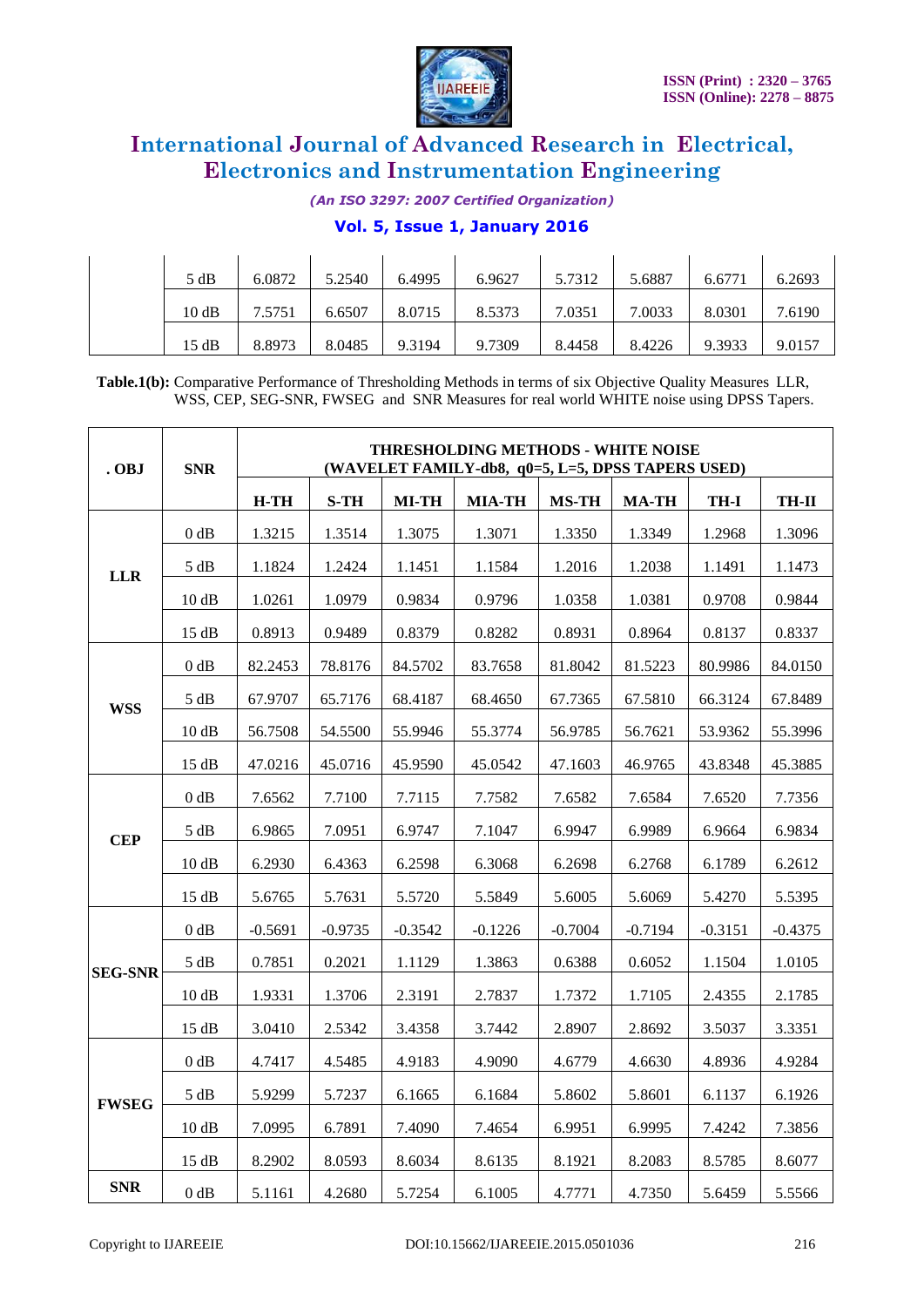| | 5 dB | 6.0872 | 5.2540 | 6.4995 | 6.9627 | 5.7312 | 5.6887 | 6.6771 | 6.2693 |
|---|---|---|---|---|---|---|---|---|---|
| | 10 dB | 7.5751 | 6.6507 | 8.0715 | 8.5373 | 7.0351 | 7.0033 | 8.0301 | 7.6190 |
| | 15 dB | 8.8973 | 8.0485 | 9.3194 | 9.7309 | 8.4458 | 8.4226 | 9.3933 | 9.0157 |

**Table.1(b):** Comparative Performance of Thresholding Methods in terms of six Objective Quality Measures LLR, WSS, CEP, SEG-SNR, FWSEG and SNR Measures for real world WHITE noise using DPSS Tapers.

| . OBJ | SNR | THRESHOLDING METHODS - WHITE NOISE (WAVELET FAMILY-db8, q0=5, L=5, DPSS TAPERS USED) | | | | | | | |
|---|---|---|---|---|---|---|---|---|---|
| | | **H-TH** | **S-TH** | **MI-TH** | **MIA-TH** | **MS-TH** | **MA-TH** | **TH-I** | **TH-II** |
| **LLR** | 0 dB | 1.3215 | 1.3514 | 1.3075 | 1.3071 | 1.3350 | 1.3349 | 1.2968 | 1.3096 |
| | 5 dB | 1.1824 | 1.2424 | 1.1451 | 1.1584 | 1.2016 | 1.2038 | 1.1491 | 1.1473 |
| | 10 dB | 1.0261 | 1.0979 | 0.9834 | 0.9796 | 1.0358 | 1.0381 | 0.9708 | 0.9844 |
| | 15 dB | 0.8913 | 0.9489 | 0.8379 | 0.8282 | 0.8931 | 0.8964 | 0.8137 | 0.8337 |
| **WSS** | 0 dB | 82.2453 | 78.8176 | 84.5702 | 83.7658 | 81.8042 | 81.5223 | 80.9986 | 84.0150 |
| | 5 dB | 67.9707 | 65.7176 | 68.4187 | 68.4650 | 67.7365 | 67.5810 | 66.3124 | 67.8489 |
| | 10 dB | 56.7508 | 54.5500 | 55.9946 | 55.3774 | 56.9785 | 56.7621 | 53.9362 | 55.3996 |
| | 15 dB | 47.0216 | 45.0716 | 45.9590 | 45.0542 | 47.1603 | 46.9765 | 43.8348 | 45.3885 |
| **CEP** | 0 dB | 7.6562 | 7.7100 | 7.7115 | 7.7582 | 7.6582 | 7.6584 | 7.6520 | 7.7356 |
| | 5 dB | 6.9865 | 7.0951 | 6.9747 | 7.1047 | 6.9947 | 6.9989 | 6.9664 | 6.9834 |
| | 10 dB | 6.2930 | 6.4363 | 6.2598 | 6.3068 | 6.2698 | 6.2768 | 6.1789 | 6.2612 |
| | 15 dB | 5.6765 | 5.7631 | 5.5720 | 5.5849 | 5.6005 | 5.6069 | 5.4270 | 5.5395 |
| **SEG-SNR** | 0 dB | -0.5691 | -0.9735 | -0.3542 | -0.1226 | -0.7004 | -0.7194 | -0.3151 | -0.4375 |
| | 5 dB | 0.7851 | 0.2021 | 1.1129 | 1.3863 | 0.6388 | 0.6052 | 1.1504 | 1.0105 |
| | 10 dB | 1.9331 | 1.3706 | 2.3191 | 2.7837 | 1.7372 | 1.7105 | 2.4355 | 2.1785 |
| | 15 dB | 3.0410 | 2.5342 | 3.4358 | 3.7442 | 2.8907 | 2.8692 | 3.5037 | 3.3351 |
| **FWSEG** | 0 dB | 4.7417 | 4.5485 | 4.9183 | 4.9090 | 4.6779 | 4.6630 | 4.8936 | 4.9284 |
| | 5 dB | 5.9299 | 5.7237 | 6.1665 | 6.1684 | 5.8602 | 5.8601 | 6.1137 | 6.1926 |
| | 10 dB | 7.0995 | 6.7891 | 7.4090 | 7.4654 | 6.9951 | 6.9995 | 7.4242 | 7.3856 |
| | 15 dB | 8.2902 | 8.0593 | 8.6034 | 8.6135 | 8.1921 | 8.2083 | 8.5785 | 8.6077 |
| **SNR** | 0 dB | 5.1161 | 4.2680 | 5.7254 | 6.1005 | 4.7771 | 4.7350 | 5.6459 | 5.5566 |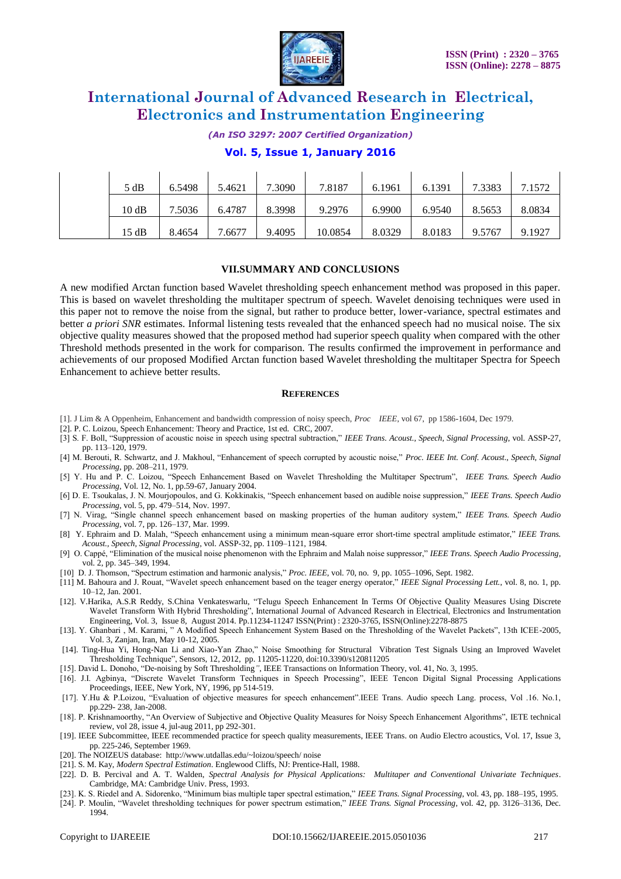| | 5 dB | 6.5498 | 5.4621 | 7.3090 | 7.8187 | 6.1961 | 6.1391 | 7.3383 | 7.1572 |
|---|---|---|---|---|---|---|---|---|---|
| | 10 dB | 7.5036 | 6.4787 | 8.3998 | 9.2976 | 6.9900 | 6.9540 | 8.5653 | 8.0834 |
| | 15 dB | 8.4654 | 7.6677 | 9.4095 | 10.0854 | 8.0329 | 8.0183 | 9.5767 | 9.1927 |

## VII.SUMMARY AND CONCLUSIONS

A new modified Arctan function based Wavelet thresholding speech enhancement method was proposed in this paper. This is based on wavelet thresholding the multitaper spectrum of speech. Wavelet denoising techniques were used in this paper not to remove the noise from the signal, but rather to produce better, lower-variance, spectral estimates and better *a priori SNR* estimates. Informal listening tests revealed that the enhanced speech had no musical noise. The six objective quality measures showed that the proposed method had superior speech quality when compared with the other Threshold methods presented in the work for comparison. The results confirmed the improvement in performance and achievements of our proposed Modified Arctan function based Wavelet thresholding the multitaper Spectra for Speech Enhancement to achieve better results.

## REFERENCES

[1]. J Lim & A Oppenheim, Enhancement and bandwidth compression of noisy speech, *Proc IEEE*, vol 67, pp 1586-1604, Dec 1979.

[2]. P. C. Loizou, Speech Enhancement: Theory and Practice, 1st ed. CRC, 2007.

[3] S. F. Boll, "Suppression of acoustic noise in speech using spectral subtraction," *IEEE Trans. Acoust., Speech, Signal Processing*, vol. ASSP-27, pp. 113–120, 1979.

[4] M. Berouti, R. Schwartz, and J. Makhoul, "Enhancement of speech corrupted by acoustic noise," *Proc. IEEE Int. Conf. Acoust., Speech, Signal Processing*, pp. 208–211, 1979.

[5] Y. Hu and P. C. Loizou, "Speech Enhancement Based on Wavelet Thresholding the Multitaper Spectrum", *IEEE Trans. Speech Audio Processing*, Vol. 12, No. 1, pp.59-67, January 2004.

[6] D. E. Tsoukalas, J. N. Mourjopoulos, and G. Kokkinakis, "Speech enhancement based on audible noise suppression," *IEEE Trans. Speech Audio Processing*, vol. 5, pp. 479–514, Nov. 1997.

[7] N. Virag, "Single channel speech enhancement based on masking properties of the human auditory system," *IEEE Trans. Speech Audio Processing*, vol. 7, pp. 126–137, Mar. 1999.

[8] Y. Ephraim and D. Malah, "Speech enhancement using a minimum mean-square error short-time spectral amplitude estimator," *IEEE Trans. Acoust., Speech, Signal Processing*, vol. ASSP-32, pp. 1109–1121, 1984.

[9] O. Cappé, "Elimination of the musical noise phenomenon with the Ephraim and Malah noise suppressor," *IEEE Trans. Speech Audio Processing*, vol. 2, pp. 345–349, 1994.

[10] D. J. Thomson, "Spectrum estimation and harmonic analysis," *Proc. IEEE*, vol. 70, no. 9, pp. 1055–1096, Sept. 1982.

[11] M. Bahoura and J. Rouat, "Wavelet speech enhancement based on the teager energy operator," *IEEE Signal Processing Lett.*, vol. 8, no. 1, pp. 10–12, Jan. 2001.

[12]. V.Harika, A.S.R Reddy, S.China Venkateswarlu, "Telugu Speech Enhancement In Terms Of Objective Quality Measures Using Discrete Wavelet Transform With Hybrid Thresholding", International Journal of Advanced Research in Electrical, Electronics and Instrumentation Engineering, Vol. 3, Issue 8, August 2014. Pp.11234-11247 ISSN(Print) : 2320-3765, ISSN(Online):2278-8875

[13]. Y. Ghanbari , M. Karami, " A Modified Speech Enhancement System Based on the Thresholding of the Wavelet Packets", 13th ICEE-2005, Vol. 3, Zanjan, Iran, May 10-12, 2005.

[14]. Ting-Hua Yi, Hong-Nan Li and Xiao-Yan Zhao," Noise Smoothing for Structural Vibration Test Signals Using an Improved Wavelet Thresholding Technique", Sensors, 12, 2012, pp. 11205-11220, doi:10.3390/s120811205

[15]. David L. Donoho, "De-noising by Soft Thresholding*"*, IEEE Transactions on Information Theory, vol. 41, No. 3, 1995.

[16]. J.I. Agbinya, "Discrete Wavelet Transform Techniques in Speech Processing", IEEE Tencon Digital Signal Processing Applications Proceedings, IEEE, New York, NY, 1996, pp 514-519.

[17]. Y.Hu & P.Loizou, "Evaluation of objective measures for speech enhancement".IEEE Trans. Audio speech Lang. process, Vol .16. No.1, pp.229- 238, Jan-2008.

[18]. P. Krishnamoorthy, "An Overview of Subjective and Objective Quality Measures for Noisy Speech Enhancement Algorithms", IETE technical review, vol 28, issue 4, jul-aug 2011, pp 292-301.

[19]. IEEE Subcommittee, IEEE recommended practice for speech quality measurements, IEEE Trans. on Audio Electro acoustics, Vol. 17, Issue 3, pp. 225-246, September 1969.

[20]. The NOIZEUS database: http://www.utdallas.edu/~loizou/speech/ noise

[21]. S. M. Kay, *Modern Spectral Estimation*. Englewood Cliffs, NJ: Prentice-Hall, 1988.

[22]. D. B. Percival and A. T. Walden, *Spectral Analysis for Physical Applications: Multitaper and Conventional Univariate Techniques*. Cambridge, MA: Cambridge Univ. Press, 1993.

[23]. K. S. Riedel and A. Sidorenko, "Minimum bias multiple taper spectral estimation," *IEEE Trans. Signal Processing*, vol. 43, pp. 188–195, 1995.

[24]. P. Moulin, "Wavelet thresholding techniques for power spectrum estimation," *IEEE Trans. Signal Processing*, vol. 42, pp. 3126–3136, Dec. 1994.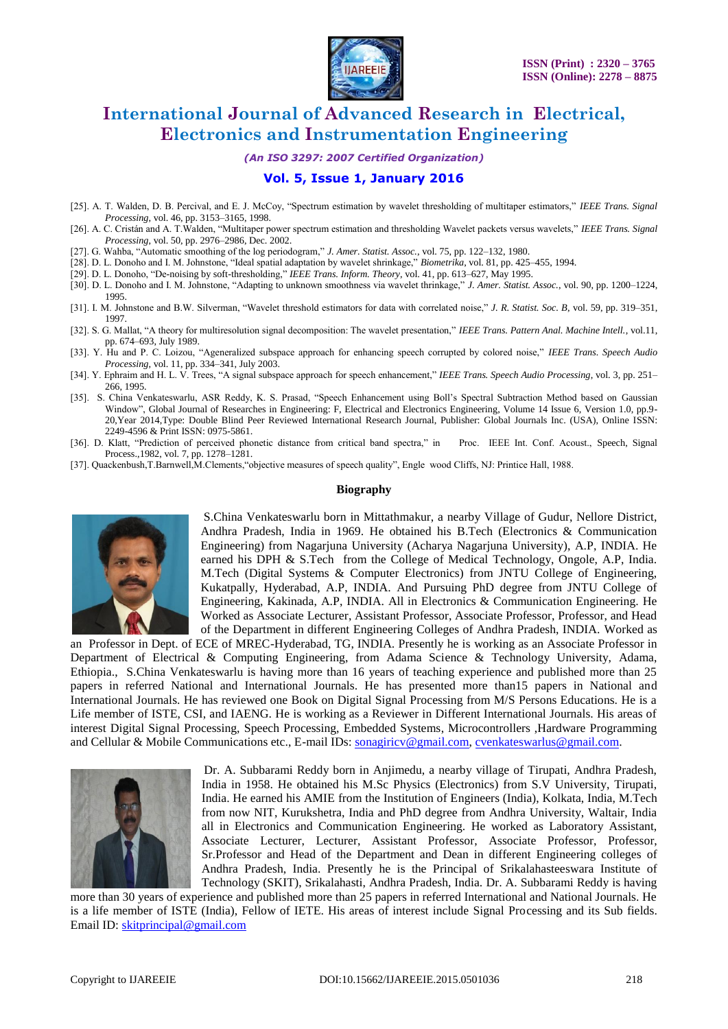[25]. A. T. Walden, D. B. Percival, and E. J. McCoy, “Spectrum estimation by wavelet thresholding of multitaper estimators,” *IEEE Trans. Signal Processing*, vol. 46, pp. 3153–3165, 1998.

[26]. A. C. Cristán and A. T.Walden, “Multitaper power spectrum estimation and thresholding Wavelet packets versus wavelets,” *IEEE Trans. Signal Processing*, vol. 50, pp. 2976–2986, Dec. 2002.

[27]. G. Wahba, “Automatic smoothing of the log periodogram,” *J. Amer. Statist. Assoc.*, vol. 75, pp. 122–132, 1980.

[28]. D. L. Donoho and I. M. Johnstone, “Ideal spatial adaptation by wavelet shrinkage,” *Biometrika*, vol. 81, pp. 425–455, 1994.

[29]. D. L. Donoho, “De-noising by soft-thresholding,” *IEEE Trans. Inform. Theory*, vol. 41, pp. 613–627, May 1995.

[30]. D. L. Donoho and I. M. Johnstone, “Adapting to unknown smoothness via wavelet thrinkage,” *J. Amer. Statist. Assoc.*, vol. 90, pp. 1200–1224, 1995.

[31]. I. M. Johnstone and B.W. Silverman, “Wavelet threshold estimators for data with correlated noise,” *J. R. Statist. Soc. B*, vol. 59, pp. 319–351, 1997.

[32]. S. G. Mallat, “A theory for multiresolution signal decomposition: The wavelet presentation,” *IEEE Trans. Pattern Anal. Machine Intell.*, vol.11, pp. 674–693, July 1989.

[33]. Y. Hu and P. C. Loizou, “Ageneralized subspace approach for enhancing speech corrupted by colored noise,” *IEEE Trans. Speech Audio Processing*, vol. 11, pp. 334–341, July 2003.

[34]. Y. Ephraim and H. L. V. Trees, “A signal subspace approach for speech enhancement,” *IEEE Trans. Speech Audio Processing*, vol. 3, pp. 251–266, 1995.

[35]. S. China Venkateswarlu, ASR Reddy, K. S. Prasad, “Speech Enhancement using Boll’s Spectral Subtraction Method based on Gaussian Window”, Global Journal of Researches in Engineering: F, Electrical and Electronics Engineering, Volume 14 Issue 6, Version 1.0, pp.9-20,Year 2014,Type: Double Blind Peer Reviewed International Research Journal, Publisher: Global Journals Inc. (USA), Online ISSN: 2249-4596 & Print ISSN: 0975-5861.

[36]. D. Klatt, “Prediction of perceived phonetic distance from critical band spectra,” in Proc. IEEE Int. Conf. Acoust., Speech, Signal Process.,1982, vol. 7, pp. 1278–1281.

[37]. Quackenbush,T.Barnwell,M.Clements,“objective measures of speech quality”, Engle wood Cliffs, NJ: Printice Hall, 1988.

## Biography

S.China Venkateswarlu born in Mittathmakur, a nearby Village of Gudur, Nellore District, Andhra Pradesh, India in 1969. He obtained his B.Tech (Electronics & Communication Engineering) from Nagarjuna University (Acharya Nagarjuna University), A.P, INDIA. He earned his DPH & S.Tech from the College of Medical Technology, Ongole, A.P, India. M.Tech (Digital Systems & Computer Electronics) from JNTU College of Engineering, Kukatpally, Hyderabad, A.P, INDIA. And Pursuing PhD degree from JNTU College of Engineering, Kakinada, A.P, INDIA. All in Electronics & Communication Engineering. He Worked as Associate Lecturer, Assistant Professor, Associate Professor, Professor, and Head of the Department in different Engineering Colleges of Andhra Pradesh, INDIA. Worked as an Professor in Dept. of ECE of MREC-Hyderabad, TG, INDIA. Presently he is working as an Associate Professor in Department of Electrical & Computing Engineering, from Adama Science & Technology University, Adama, Ethiopia., S.China Venkateswarlu is having more than 16 years of teaching experience and published more than 25 papers in referred National and International Journals. He has presented more than15 papers in National and International Journals. He has reviewed one Book on Digital Signal Processing from M/S Persons Educations. He is a Life member of ISTE, CSI, and IAENG. He is working as a Reviewer in Different International Journals. His areas of interest Digital Signal Processing, Speech Processing, Embedded Systems, Microcontrollers ,Hardware Programming and Cellular & Mobile Communications etc., E-mail IDs: sonagiricv@gmail.com, cvenkateswarlus@gmail.com.

Dr. A. Subbarami Reddy born in Anjimedu, a nearby village of Tirupati, Andhra Pradesh, India in 1958. He obtained his M.Sc Physics (Electronics) from S.V University, Tirupati, India. He earned his AMIE from the Institution of Engineers (India), Kolkata, India, M.Tech from now NIT, Kurukshetra, India and PhD degree from Andhra University, Waltair, India all in Electronics and Communication Engineering. He worked as Laboratory Assistant, Associate Lecturer, Lecturer, Assistant Professor, Associate Professor, Professor, Sr.Professor and Head of the Department and Dean in different Engineering colleges of Andhra Pradesh, India. Presently he is the Principal of Srikalahasteeswara Institute of Technology (SKIT), Srikalahasti, Andhra Pradesh, India. Dr. A. Subbarami Reddy is having more than 30 years of experience and published more than 25 papers in referred International and National Journals. He is a life member of ISTE (India), Fellow of IETE. His areas of interest include Signal Processing and its Sub fields. Email ID: skitprincipal@gmail.com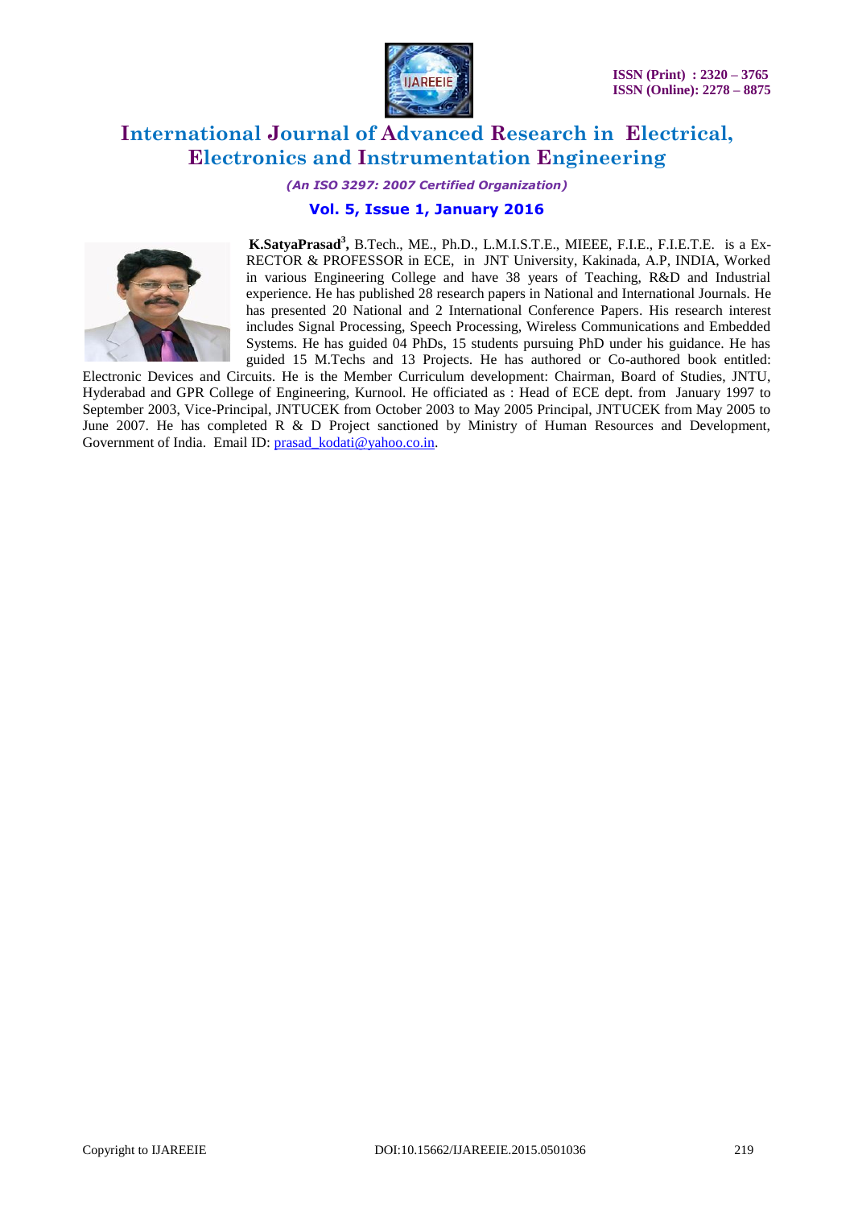**K.SatyaPrasad**[3]**,** B.Tech., ME., Ph.D., L.M.I.S.T.E., MIEEE, F.I.E., F.I.E.T.E. is a Ex-RECTOR & PROFESSOR in ECE, in JNT University, Kakinada, A.P, INDIA, Worked in various Engineering College and have 38 years of Teaching, R&D and Industrial experience. He has published 28 research papers in National and International Journals. He has presented 20 National and 2 International Conference Papers. His research interest includes Signal Processing, Speech Processing, Wireless Communications and Embedded Systems. He has guided 04 PhDs, 15 students pursuing PhD under his guidance. He has guided 15 M.Techs and 13 Projects. He has authored or Co-authored book entitled: Electronic Devices and Circuits. He is the Member Curriculum development: Chairman, Board of Studies, JNTU, Hyderabad and GPR College of Engineering, Kurnool. He officiated as : Head of ECE dept. from January 1997 to September 2003, Vice-Principal, JNTUCEK from October 2003 to May 2005 Principal, JNTUCEK from May 2005 to June 2007. He has completed R & D Project sanctioned by Ministry of Human Resources and Development, Government of India. Email ID: prasad_kodati@yahoo.co.in.